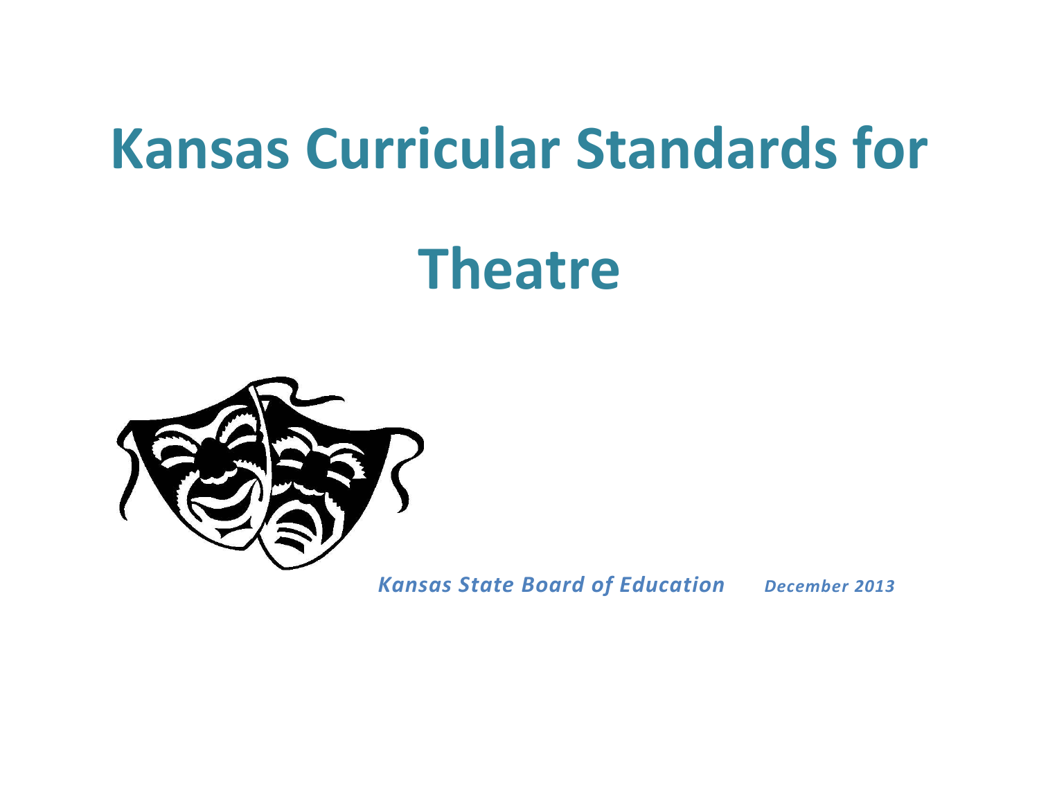# Kansas Curricular Standards for

# Theatre

*Kansas State Board of Education* ***December 2013***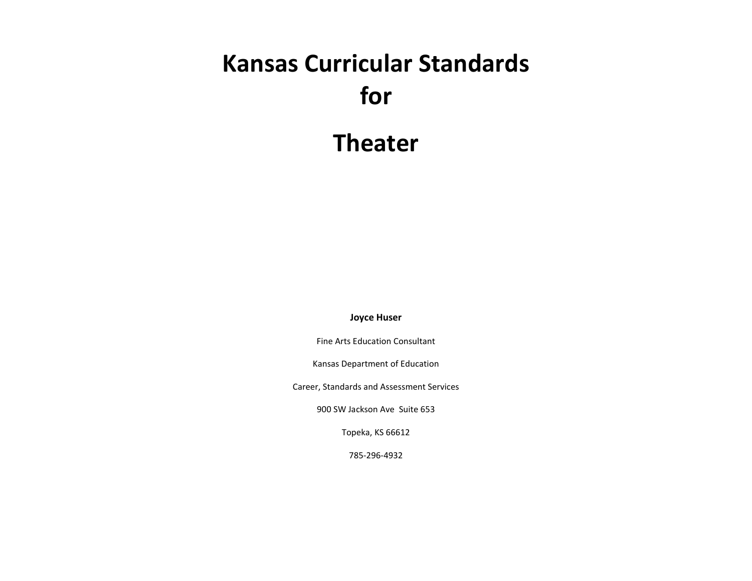# Kansas Curricular Standards for Theater

**Joyce Huser**

Fine Arts Education Consultant

Kansas Department of Education

Career, Standards and Assessment Services

900 SW Jackson Ave  Suite 653

Topeka, KS 66612

785-296-4932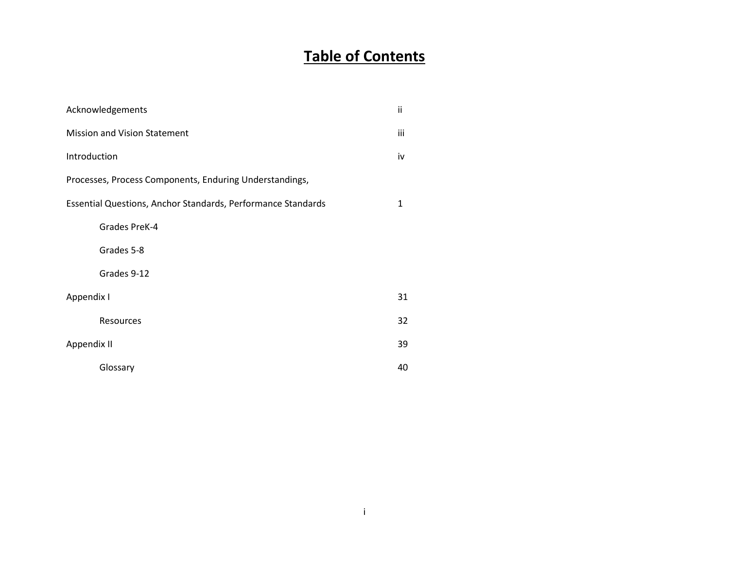# Table of Contents

| | |
|---|---|
| Acknowledgements | ii |
| Mission and Vision Statement | iii |
| Introduction | iv |
| Processes, Process Components, Enduring Understandings, | |
| Essential Questions, Anchor Standards, Performance Standards | 1 |
| Grades PreK-4 | |
| Grades 5-8 | |
| Grades 9-12 | |
| Appendix I | 31 |
| Resources | 32 |
| Appendix II | 39 |
| Glossary | 40 |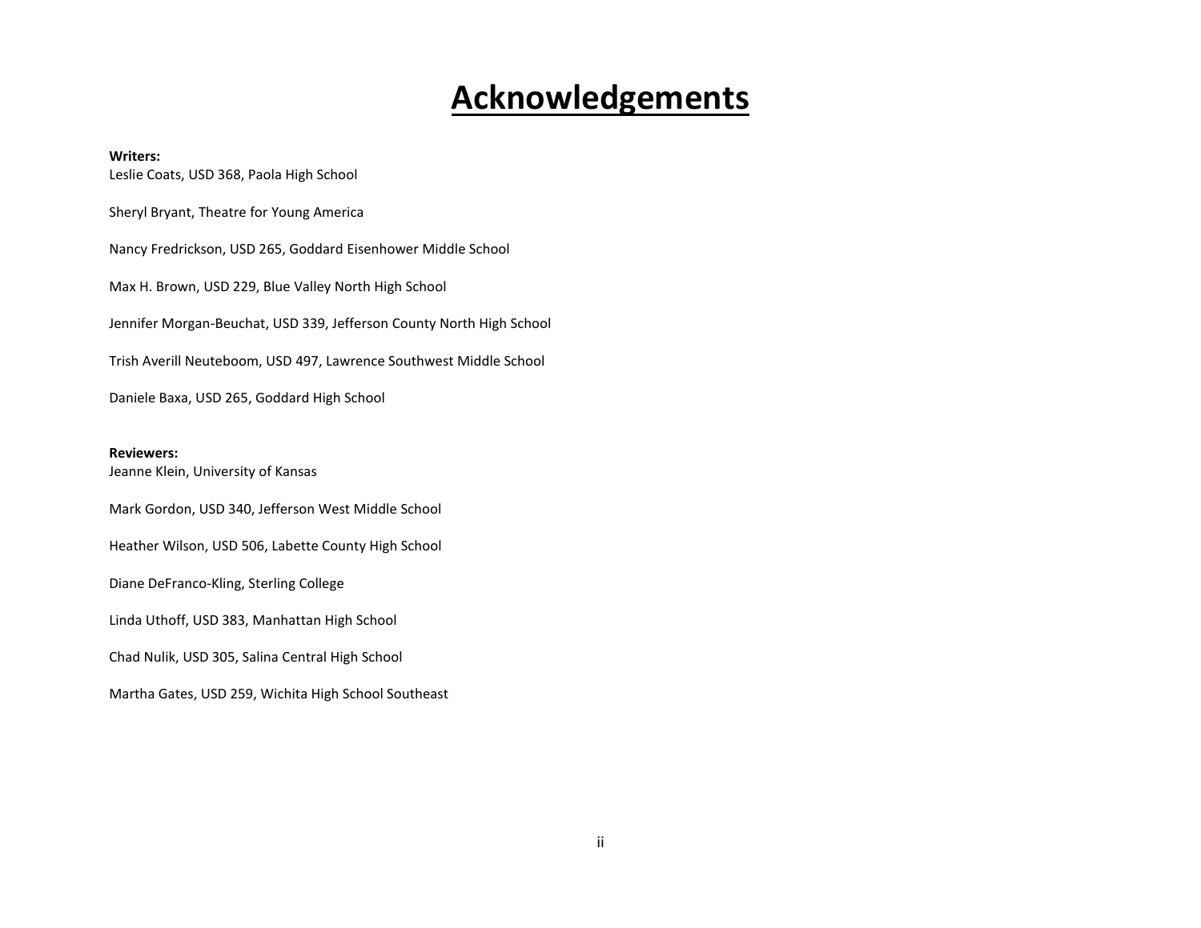# Acknowledgements

**Writers:**

Leslie Coats, USD 368, Paola High School

Sheryl Bryant, Theatre for Young America

Nancy Fredrickson, USD 265, Goddard Eisenhower Middle School

Max H. Brown, USD 229, Blue Valley North High School

Jennifer Morgan-Beuchat, USD 339, Jefferson County North High School

Trish Averill Neuteboom, USD 497, Lawrence Southwest Middle School

Daniele Baxa, USD 265, Goddard High School

**Reviewers:**

Jeanne Klein, University of Kansas

Mark Gordon, USD 340, Jefferson West Middle School

Heather Wilson, USD 506, Labette County High School

Diane DeFranco-Kling, Sterling College

Linda Uthoff, USD 383, Manhattan High School

Chad Nulik, USD 305, Salina Central High School

Martha Gates, USD 259, Wichita High School Southeast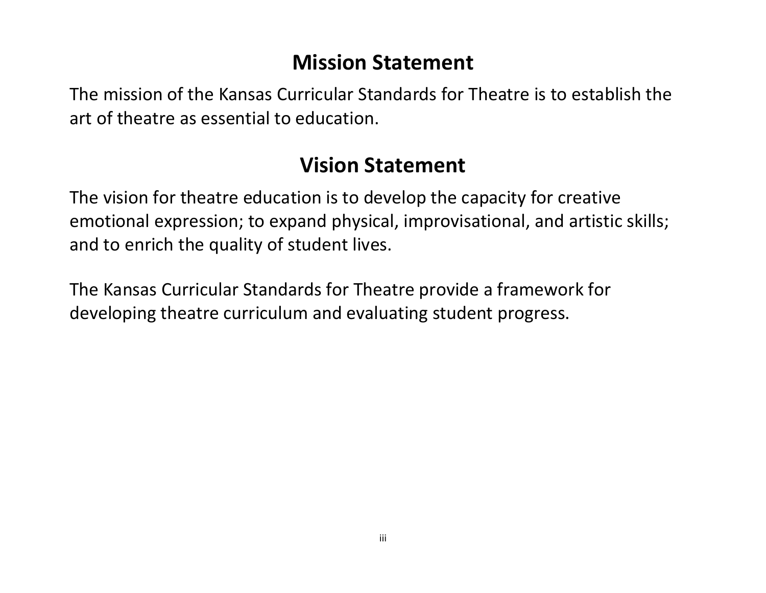## Mission Statement

The mission of the Kansas Curricular Standards for Theatre is to establish the art of theatre as essential to education.

## Vision Statement

The vision for theatre education is to develop the capacity for creative emotional expression; to expand physical, improvisational, and artistic skills; and to enrich the quality of student lives.

The Kansas Curricular Standards for Theatre provide a framework for developing theatre curriculum and evaluating student progress.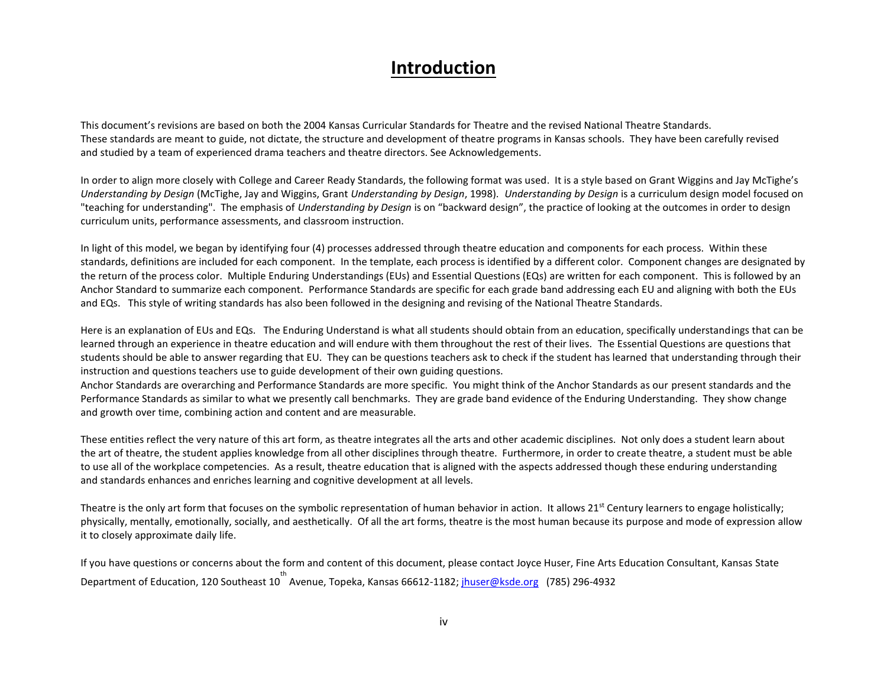# Introduction

This document's revisions are based on both the 2004 Kansas Curricular Standards for Theatre and the revised National Theatre Standards. These standards are meant to guide, not dictate, the structure and development of theatre programs in Kansas schools. They have been carefully revised and studied by a team of experienced drama teachers and theatre directors. See Acknowledgements.

In order to align more closely with College and Career Ready Standards, the following format was used. It is a style based on Grant Wiggins and Jay McTighe's *Understanding by Design* (McTighe, Jay and Wiggins, Grant *Understanding by Design*, 1998). *Understanding by Design* is a curriculum design model focused on "teaching for understanding". The emphasis of *Understanding by Design* is on "backward design", the practice of looking at the outcomes in order to design curriculum units, performance assessments, and classroom instruction.

In light of this model, we began by identifying four (4) processes addressed through theatre education and components for each process. Within these standards, definitions are included for each component. In the template, each process is identified by a different color. Component changes are designated by the return of the process color. Multiple Enduring Understandings (EUs) and Essential Questions (EQs) are written for each component. This is followed by an Anchor Standard to summarize each component. Performance Standards are specific for each grade band addressing each EU and aligning with both the EUs and EQs. This style of writing standards has also been followed in the designing and revising of the National Theatre Standards.

Here is an explanation of EUs and EQs. The Enduring Understand is what all students should obtain from an education, specifically understandings that can be learned through an experience in theatre education and will endure with them throughout the rest of their lives. The Essential Questions are questions that students should be able to answer regarding that EU. They can be questions teachers ask to check if the student has learned that understanding through their instruction and questions teachers use to guide development of their own guiding questions.
Anchor Standards are overarching and Performance Standards are more specific. You might think of the Anchor Standards as our present standards and the Performance Standards as similar to what we presently call benchmarks. They are grade band evidence of the Enduring Understanding. They show change and growth over time, combining action and content and are measurable.

These entities reflect the very nature of this art form, as theatre integrates all the arts and other academic disciplines. Not only does a student learn about the art of theatre, the student applies knowledge from all other disciplines through theatre. Furthermore, in order to create theatre, a student must be able to use all of the workplace competencies. As a result, theatre education that is aligned with the aspects addressed though these enduring understanding and standards enhances and enriches learning and cognitive development at all levels.

Theatre is the only art form that focuses on the symbolic representation of human behavior in action. It allows 21st Century learners to engage holistically; physically, mentally, emotionally, socially, and aesthetically. Of all the art forms, theatre is the most human because its purpose and mode of expression allow it to closely approximate daily life.

If you have questions or concerns about the form and content of this document, please contact Joyce Huser, Fine Arts Education Consultant, Kansas State Department of Education, 120 Southeast 10th Avenue, Topeka, Kansas 66612-1182; jhuser@ksde.org (785) 296-4932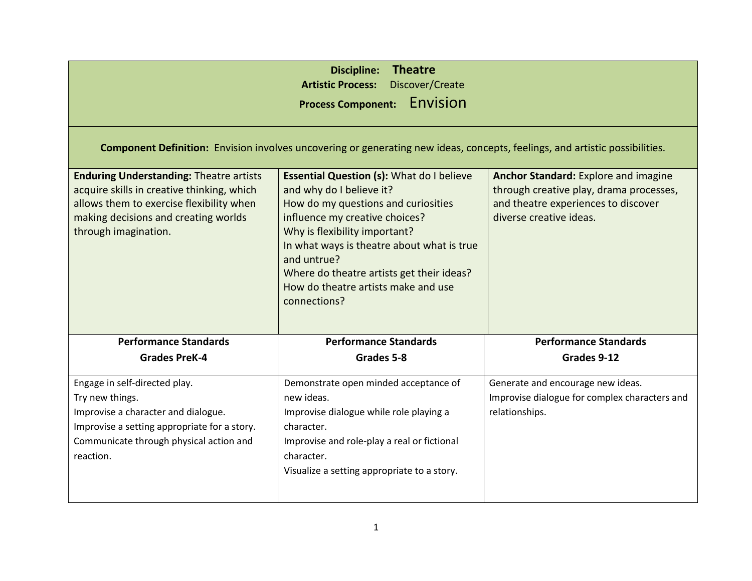**Discipline:** **Theatre**
**Artistic Process:** Discover/Create
**Process Component:** Envision

**Component Definition:** Envision involves uncovering or generating new ideas, concepts, feelings, and artistic possibilities.

| **Enduring Understanding:** Theatre artists acquire skills in creative thinking, which allows them to exercise flexibility when making decisions and creating worlds through imagination. | **Essential Question (s):** What do I believe and why do I believe it?<br>How do my questions and curiosities influence my creative choices?<br>Why is flexibility important?<br>In what ways is theatre about what is true and untrue?<br>Where do theatre artists get their ideas?<br>How do theatre artists make and use connections? | **Anchor Standard:** Explore and imagine through creative play, drama processes, and theatre experiences to discover diverse creative ideas. |
|---|---|---|
| **Performance Standards**<br>**Grades PreK-4** | **Performance Standards**<br>**Grades 5-8** | **Performance Standards**<br>**Grades 9-12** |
| Engage in self-directed play.<br>Try new things.<br>Improvise a character and dialogue.<br>Improvise a setting appropriate for a story.<br>Communicate through physical action and reaction. | Demonstrate open minded acceptance of new ideas.<br>Improvise dialogue while role playing a character.<br>Improvise and role-play a real or fictional character.<br>Visualize a setting appropriate to a story. | Generate and encourage new ideas.<br>Improvise dialogue for complex characters and relationships. |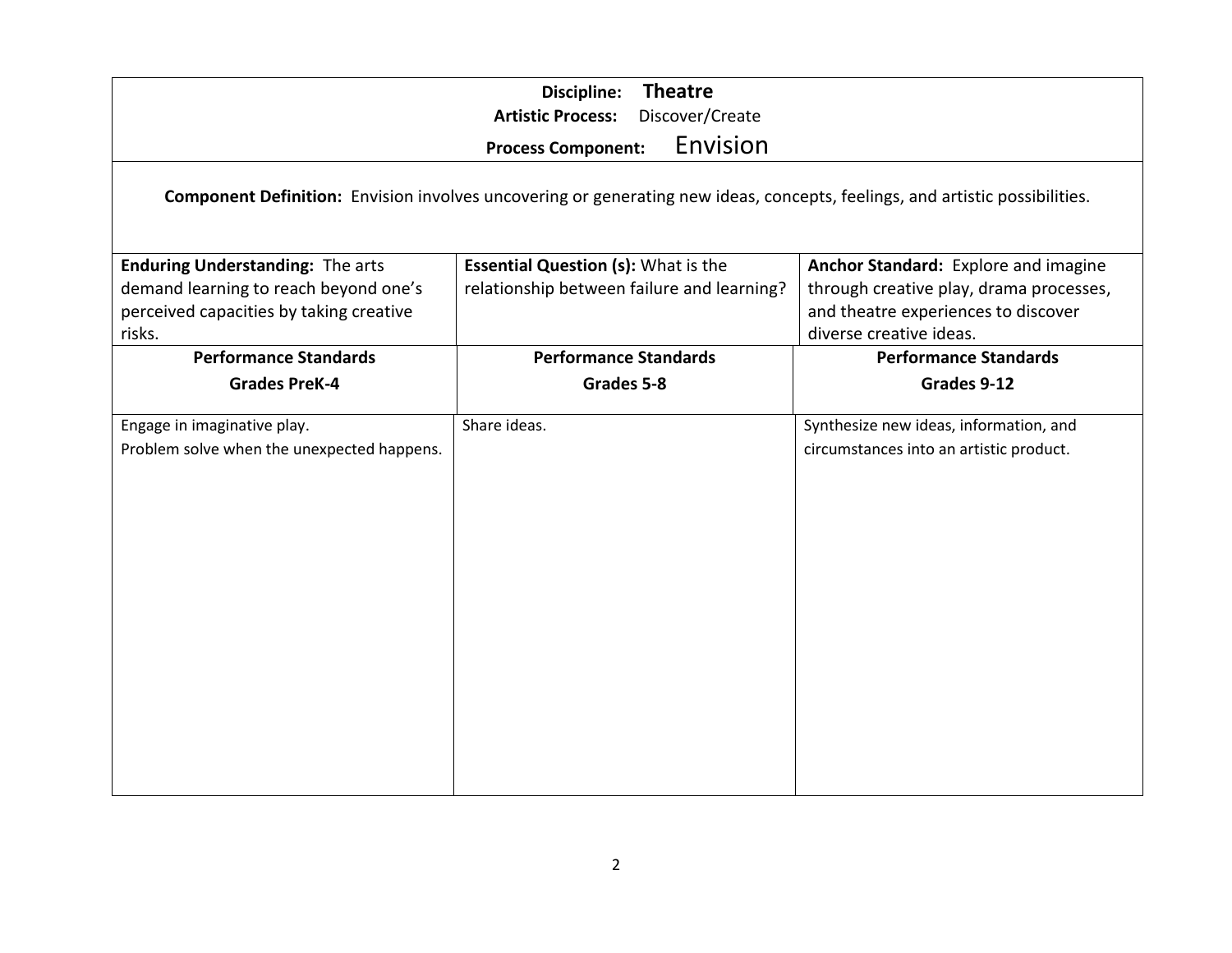**Discipline:** **Theatre**
**Artistic Process:** Discover/Create
**Process Component:** Envision

**Component Definition:** Envision involves uncovering or generating new ideas, concepts, feelings, and artistic possibilities.

| **Enduring Understanding:** The arts demand learning to reach beyond one's perceived capacities by taking creative risks. | **Essential Question (s):** What is the relationship between failure and learning? | **Anchor Standard:** Explore and imagine through creative play, drama processes, and theatre experiences to discover diverse creative ideas. |
|---|---|---|
| **Performance Standards Grades PreK-4** | **Performance Standards Grades 5-8** | **Performance Standards Grades 9-12** |
| Engage in imaginative play.<br>Problem solve when the unexpected happens. | Share ideas. | Synthesize new ideas, information, and circumstances into an artistic product. |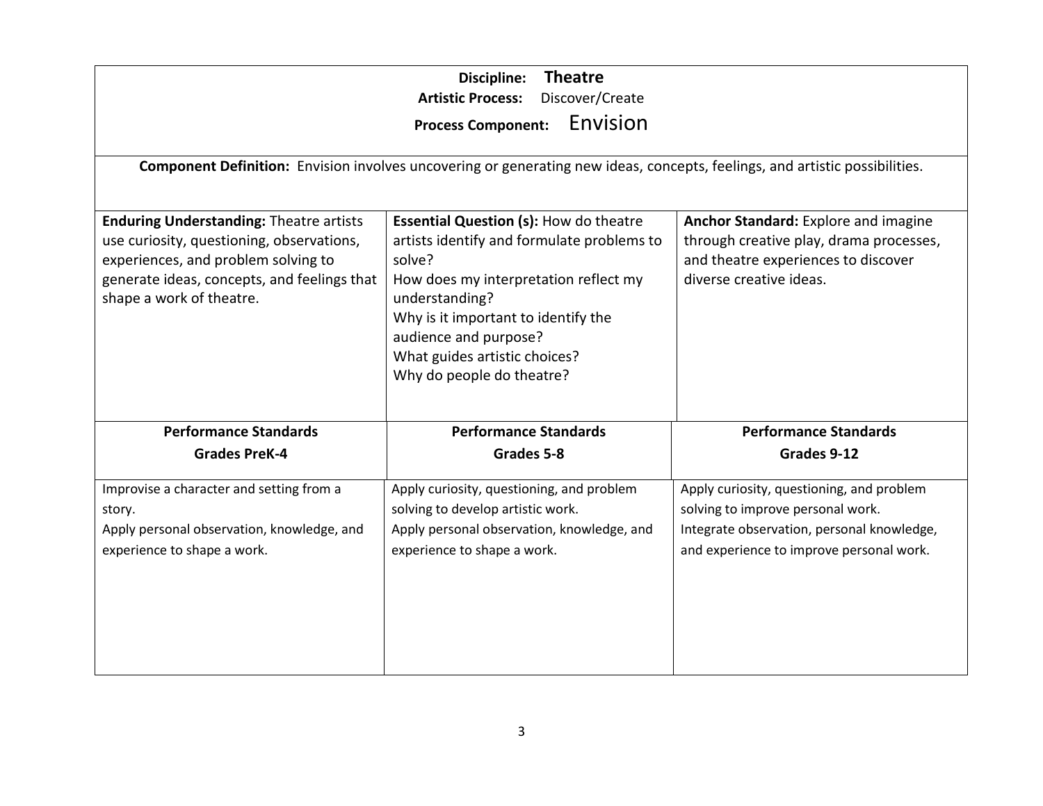**Discipline:** **Theatre**
**Artistic Process:** Discover/Create
**Process Component:** Envision

**Component Definition:** Envision involves uncovering or generating new ideas, concepts, feelings, and artistic possibilities.

| **Enduring Understanding:** Theatre artists use curiosity, questioning, observations, experiences, and problem solving to generate ideas, concepts, and feelings that shape a work of theatre. | **Essential Question (s):** How do theatre artists identify and formulate problems to solve?<br>How does my interpretation reflect my understanding?<br>Why is it important to identify the audience and purpose?<br>What guides artistic choices?<br>Why do people do theatre? | **Anchor Standard:** Explore and imagine through creative play, drama processes, and theatre experiences to discover diverse creative ideas. |
|---|---|---|
| **Performance Standards<br>Grades PreK-4** | **Performance Standards<br>Grades 5-8** | **Performance Standards<br>Grades 9-12** |
| Improvise a character and setting from a story.<br>Apply personal observation, knowledge, and experience to shape a work. | Apply curiosity, questioning, and problem solving to develop artistic work.<br>Apply personal observation, knowledge, and experience to shape a work. | Apply curiosity, questioning, and problem solving to improve personal work.<br>Integrate observation, personal knowledge, and experience to improve personal work. |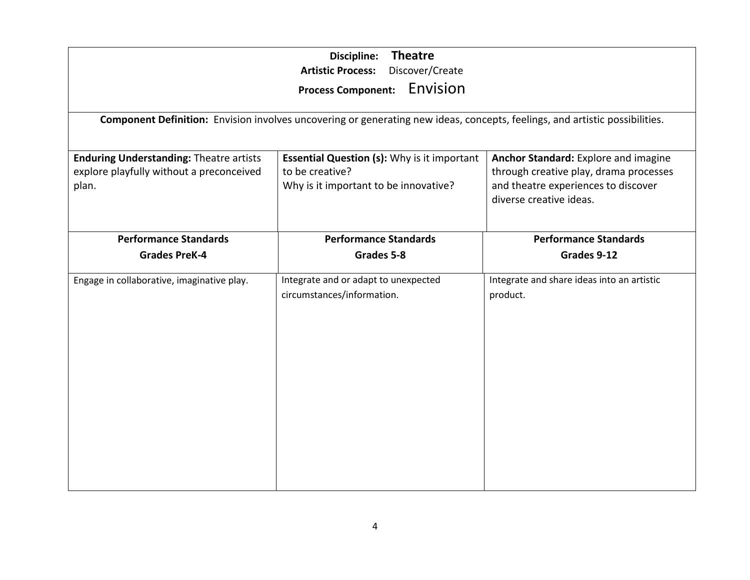**Discipline:** **Theatre**
**Artistic Process:** Discover/Create
**Process Component:** Envision

**Component Definition:** Envision involves uncovering or generating new ideas, concepts, feelings, and artistic possibilities.

| **Enduring Understanding:** Theatre artists explore playfully without a preconceived plan. | **Essential Question (s):** Why is it important to be creative? Why is it important to be innovative? | **Anchor Standard:** Explore and imagine through creative play, drama processes and theatre experiences to discover diverse creative ideas. |
|---|---|---|
| **Performance Standards Grades PreK-4** | **Performance Standards Grades 5-8** | **Performance Standards Grades 9-12** |
| Engage in collaborative, imaginative play. | Integrate and or adapt to unexpected circumstances/information. | Integrate and share ideas into an artistic product. |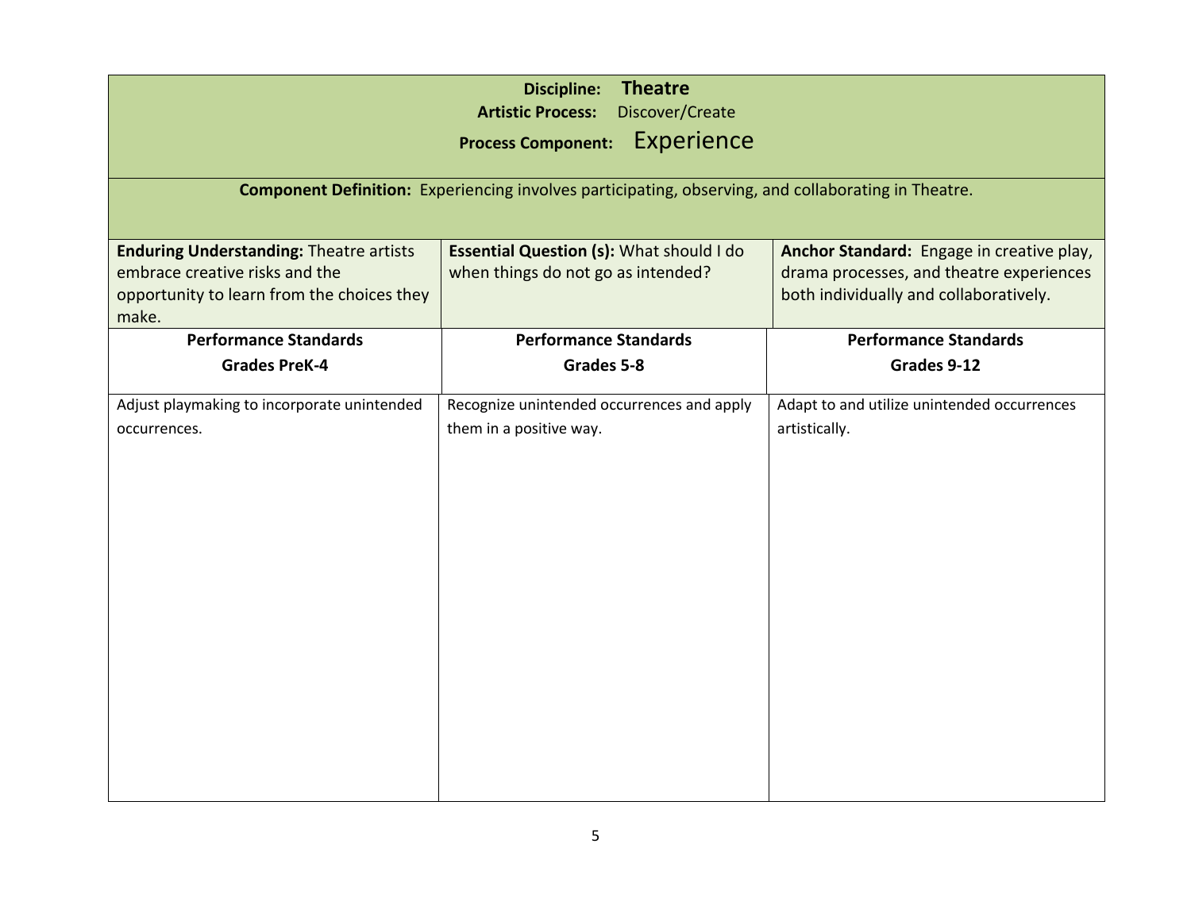**Discipline:** **Theatre**
**Artistic Process:** Discover/Create
**Process Component:** Experience

**Component Definition:** Experiencing involves participating, observing, and collaborating in Theatre.

| **Enduring Understanding:** Theatre artists embrace creative risks and the opportunity to learn from the choices they make. | **Essential Question (s):** What should I do when things do not go as intended? | **Anchor Standard:** Engage in creative play, drama processes, and theatre experiences both individually and collaboratively. |
|---|---|---|
| **Performance Standards Grades PreK-4** | **Performance Standards Grades 5-8** | **Performance Standards Grades 9-12** |
| Adjust playmaking to incorporate unintended occurrences. | Recognize unintended occurrences and apply them in a positive way. | Adapt to and utilize unintended occurrences artistically. |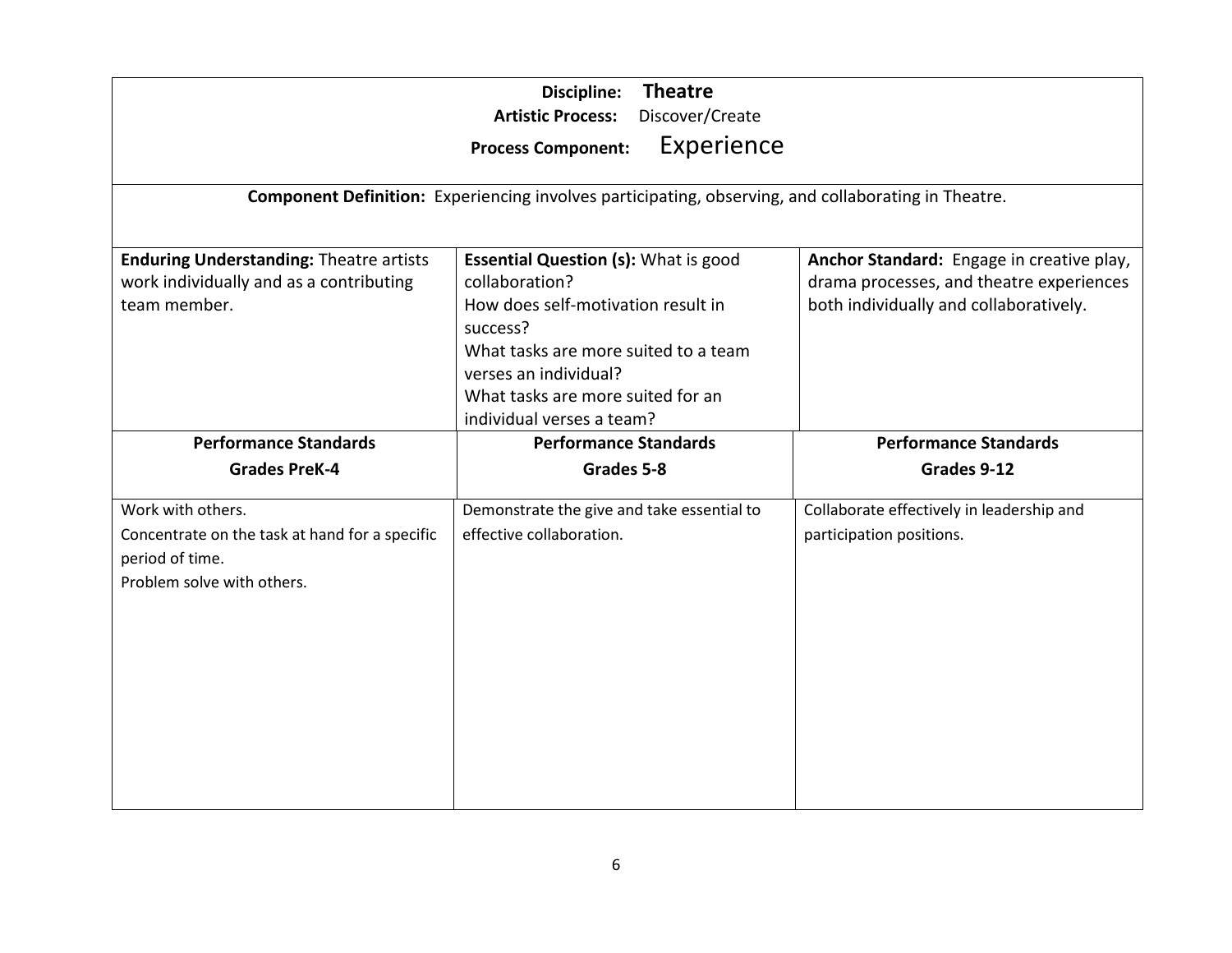**Discipline:** **Theatre**
**Artistic Process:** Discover/Create
**Process Component:** Experience

**Component Definition:** Experiencing involves participating, observing, and collaborating in Theatre.

| **Enduring Understanding:** Theatre artists work individually and as a contributing team member. | **Essential Question (s):** What is good collaboration?<br>How does self-motivation result in success?<br>What tasks are more suited to a team verses an individual?<br>What tasks are more suited for an individual verses a team? | **Anchor Standard:** Engage in creative play, drama processes, and theatre experiences both individually and collaboratively. |
|---|---|---|
| **Performance Standards**<br>**Grades PreK-4** | **Performance Standards**<br>**Grades 5-8** | **Performance Standards**<br>**Grades 9-12** |
| Work with others.<br>Concentrate on the task at hand for a specific period of time.<br>Problem solve with others. | Demonstrate the give and take essential to effective collaboration. | Collaborate effectively in leadership and participation positions. |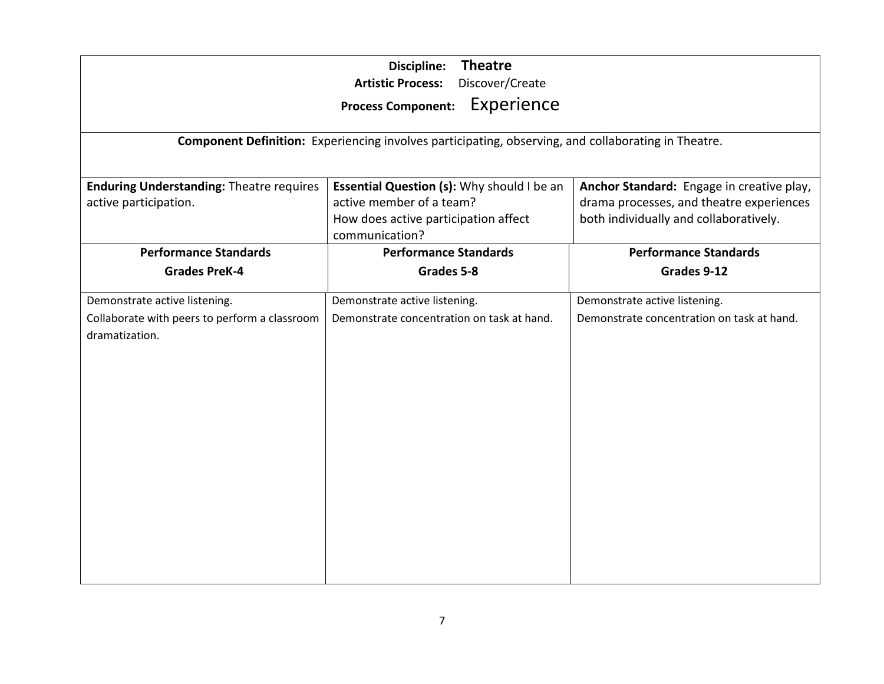**Discipline:** **Theatre**

**Artistic Process:** Discover/Create

**Process Component:** Experience

**Component Definition:** Experiencing involves participating, observing, and collaborating in Theatre.

| **Enduring Understanding:** Theatre requires active participation. | **Essential Question (s):** Why should I be an active member of a team?<br>How does active participation affect communication? | **Anchor Standard:** Engage in creative play, drama processes, and theatre experiences both individually and collaboratively. |
|---|---|---|
| **Performance Standards**<br>**Grades PreK-4** | **Performance Standards**<br>**Grades 5-8** | **Performance Standards**<br>**Grades 9-12** |
| Demonstrate active listening.<br>Collaborate with peers to perform a classroom dramatization. | Demonstrate active listening.<br>Demonstrate concentration on task at hand. | Demonstrate active listening.<br>Demonstrate concentration on task at hand. |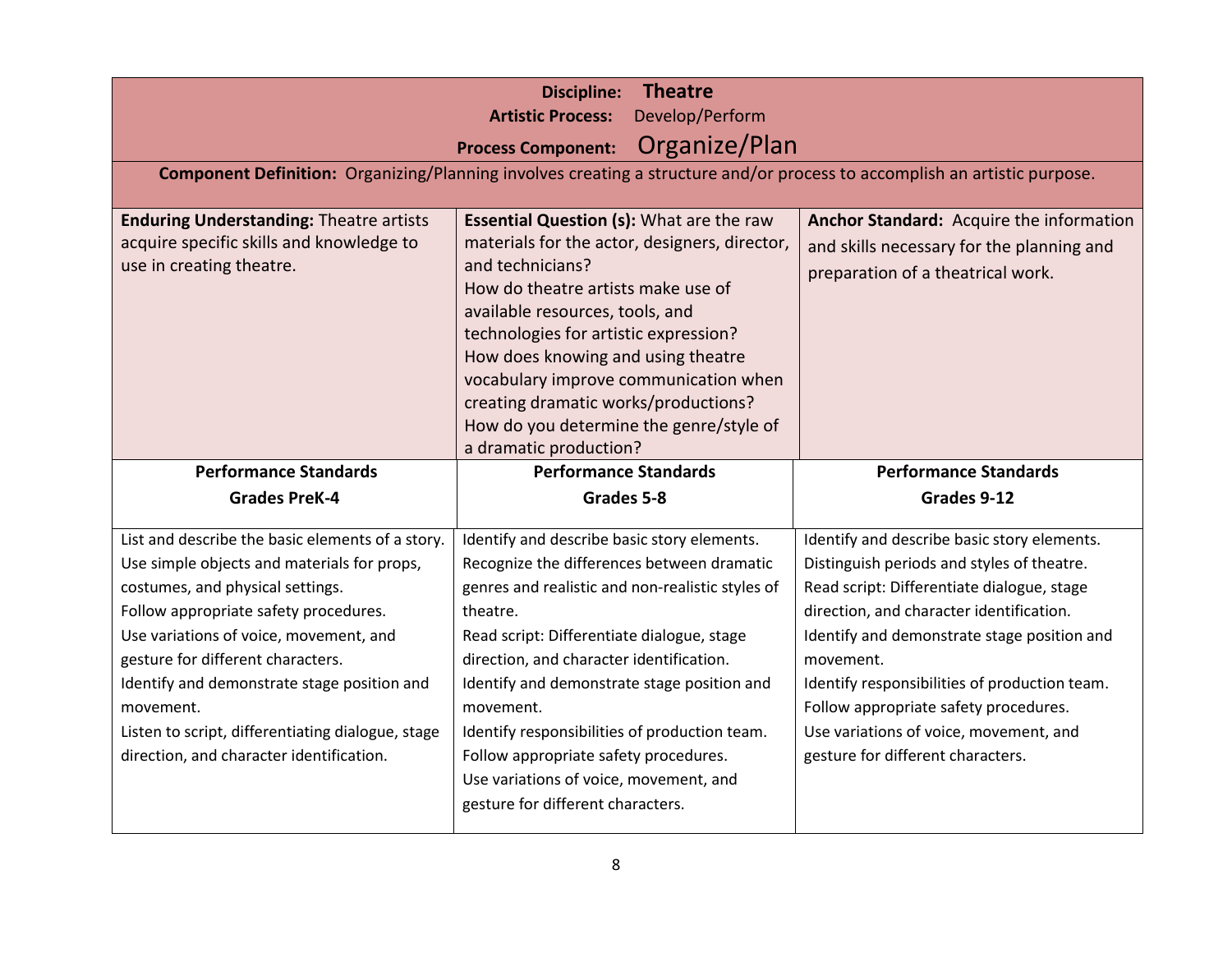**Discipline:** **Theatre**
**Artistic Process:** Develop/Perform
**Process Component:** Organize/Plan

**Component Definition:** Organizing/Planning involves creating a structure and/or process to accomplish an artistic purpose.

| **Enduring Understanding:** Theatre artists acquire specific skills and knowledge to use in creating theatre. | **Essential Question (s):** What are the raw materials for the actor, designers, director, and technicians?<br>How do theatre artists make use of available resources, tools, and technologies for artistic expression?<br>How does knowing and using theatre vocabulary improve communication when creating dramatic works/productions?<br>How do you determine the genre/style of a dramatic production? | **Anchor Standard:** Acquire the information and skills necessary for the planning and preparation of a theatrical work. |
|---|---|---|
| **Performance Standards**<br>**Grades PreK-4** | **Performance Standards**<br>**Grades 5-8** | **Performance Standards**<br>**Grades 9-12** |
| List and describe the basic elements of a story.<br>Use simple objects and materials for props, costumes, and physical settings.<br>Follow appropriate safety procedures.<br>Use variations of voice, movement, and gesture for different characters.<br>Identify and demonstrate stage position and movement.<br>Listen to script, differentiating dialogue, stage direction, and character identification. | Identify and describe basic story elements.<br>Recognize the differences between dramatic genres and realistic and non-realistic styles of theatre.<br>Read script: Differentiate dialogue, stage direction, and character identification.<br>Identify and demonstrate stage position and movement.<br>Identify responsibilities of production team.<br>Follow appropriate safety procedures.<br>Use variations of voice, movement, and gesture for different characters. | Identify and describe basic story elements.<br>Distinguish periods and styles of theatre.<br>Read script: Differentiate dialogue, stage direction, and character identification.<br>Identify and demonstrate stage position and movement.<br>Identify responsibilities of production team.<br>Follow appropriate safety procedures.<br>Use variations of voice, movement, and gesture for different characters. |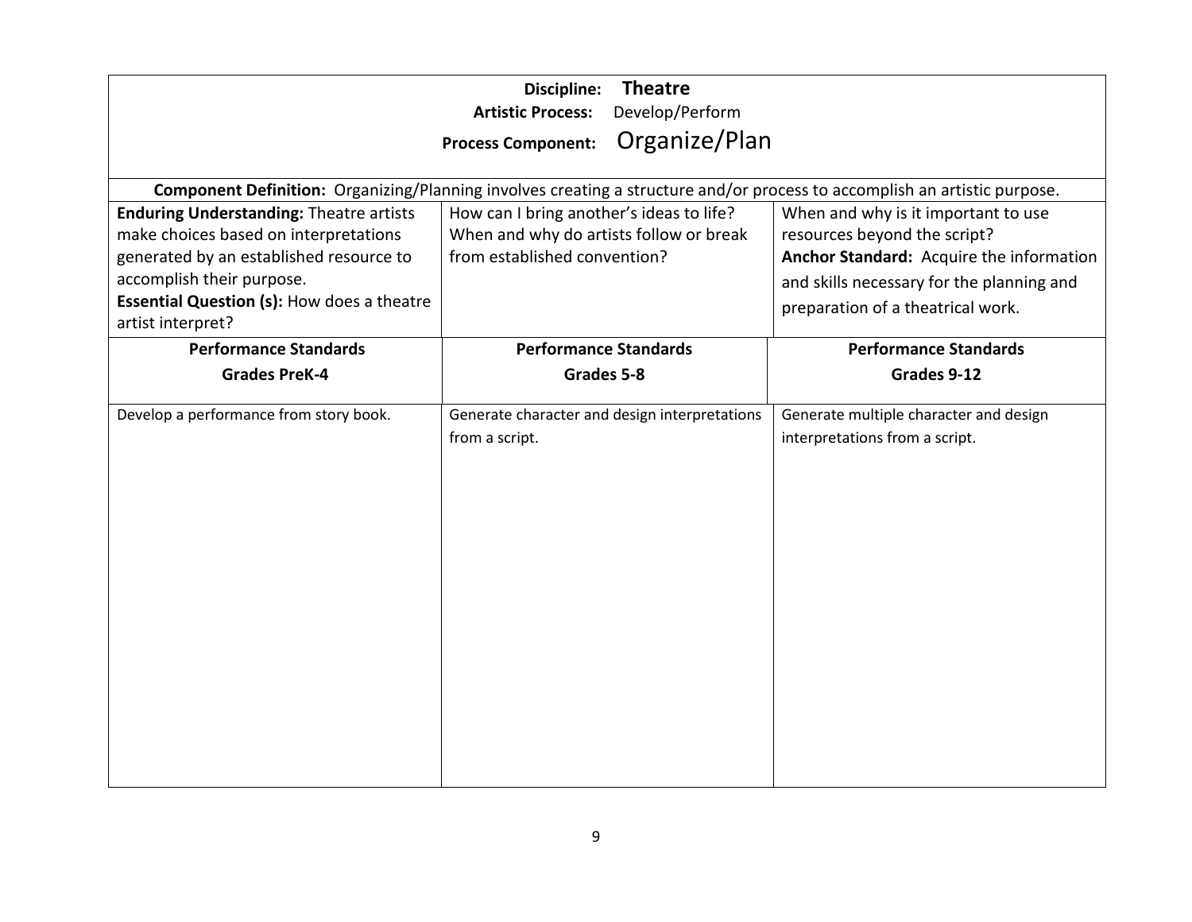**Discipline:** **Theatre**

**Artistic Process:** Develop/Perform

**Process Component:** Organize/Plan

**Component Definition:** Organizing/Planning involves creating a structure and/or process to accomplish an artistic purpose.

| **Enduring Understanding:** Theatre artists make choices based on interpretations generated by an established resource to accomplish their purpose. **Essential Question (s):** How does a theatre artist interpret? | How can I bring another's ideas to life? When and why do artists follow or break from established convention? | When and why is it important to use resources beyond the script? **Anchor Standard:** Acquire the information and skills necessary for the planning and preparation of a theatrical work. |
|---|---|---|
| **Performance Standards Grades PreK-4** | **Performance Standards Grades 5-8** | **Performance Standards Grades 9-12** |
| Develop a performance from story book. | Generate character and design interpretations from a script. | Generate multiple character and design interpretations from a script. |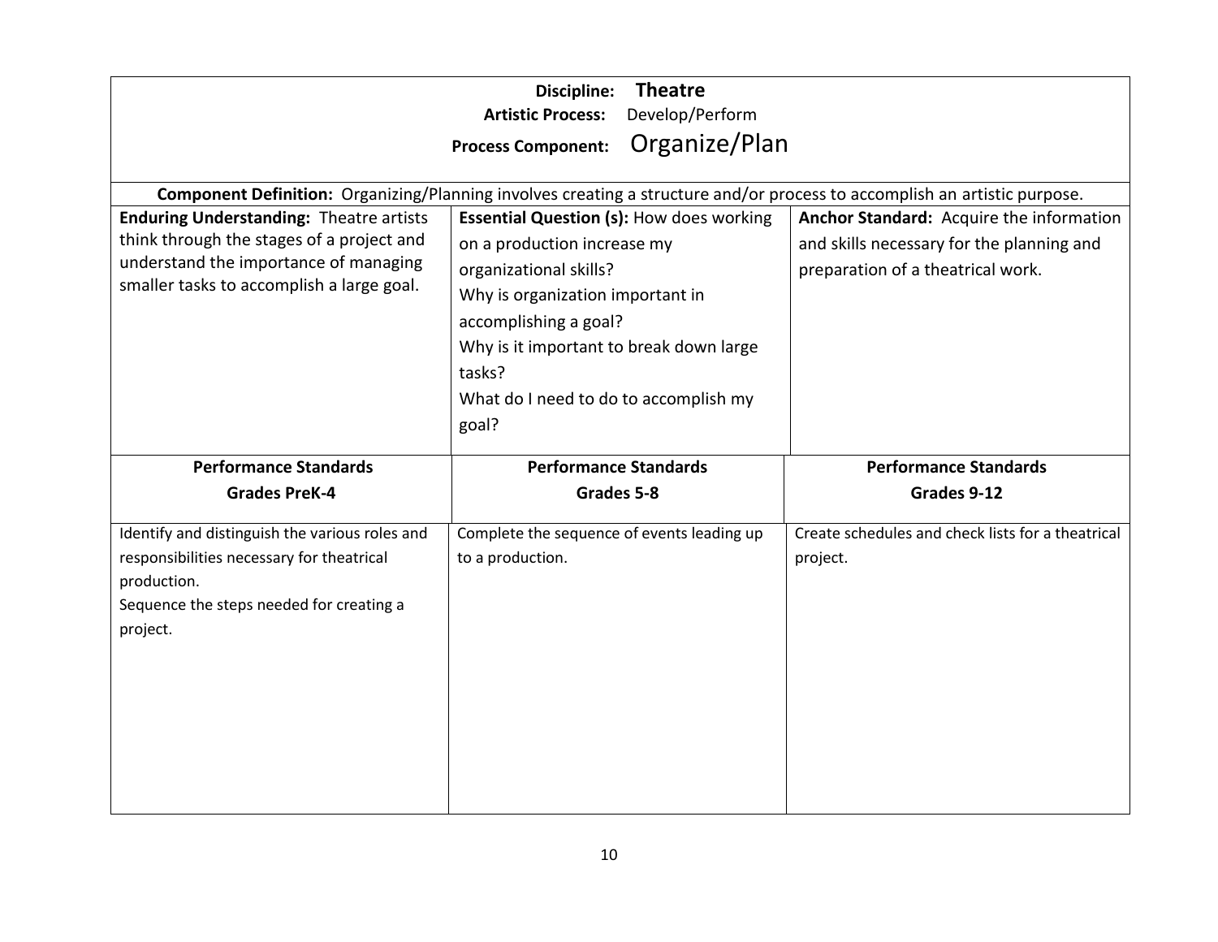**Discipline: Theatre**
**Artistic Process:** Develop/Perform
**Process Component:** Organize/Plan

**Component Definition:** Organizing/Planning involves creating a structure and/or process to accomplish an artistic purpose.

| **Enduring Understanding:** Theatre artists think through the stages of a project and understand the importance of managing smaller tasks to accomplish a large goal. | **Essential Question (s):** How does working on a production increase my organizational skills? Why is organization important in accomplishing a goal? Why is it important to break down large tasks? What do I need to do to accomplish my goal? | **Anchor Standard:** Acquire the information and skills necessary for the planning and preparation of a theatrical work. |
|---|---|---|
| **Performance Standards Grades PreK-4** | **Performance Standards Grades 5-8** | **Performance Standards Grades 9-12** |
| Identify and distinguish the various roles and responsibilities necessary for theatrical production. Sequence the steps needed for creating a project. | Complete the sequence of events leading up to a production. | Create schedules and check lists for a theatrical project. |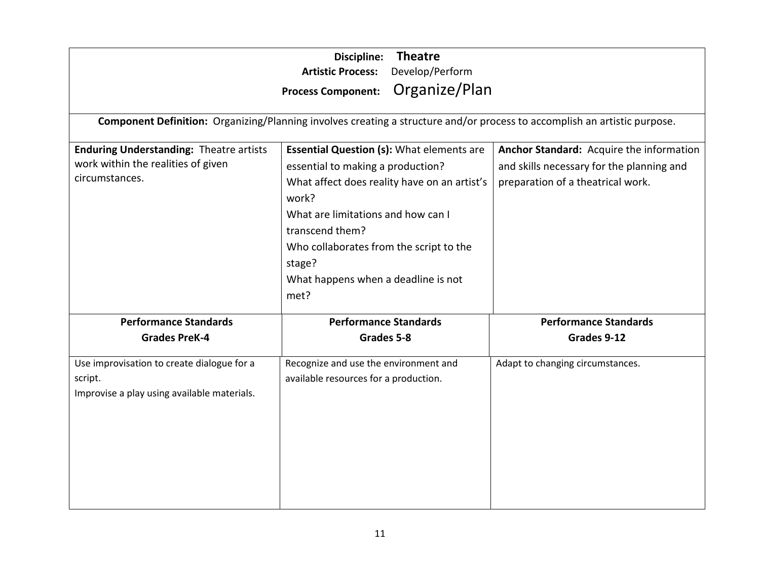**Discipline:** **Theatre**
**Artistic Process:** Develop/Perform
**Process Component:** Organize/Plan

**Component Definition:** Organizing/Planning involves creating a structure and/or process to accomplish an artistic purpose.

| **Enduring Understanding:** Theatre artists work within the realities of given circumstances. | **Essential Question (s):** What elements are essential to making a production?<br>What affect does reality have on an artist's work?<br>What are limitations and how can I transcend them?<br>Who collaborates from the script to the stage?<br>What happens when a deadline is not met? | **Anchor Standard:** Acquire the information and skills necessary for the planning and preparation of a theatrical work. |
|---|---|---|
| **Performance Standards Grades PreK-4** | **Performance Standards Grades 5-8** | **Performance Standards Grades 9-12** |
| Use improvisation to create dialogue for a script.<br>Improvise a play using available materials. | Recognize and use the environment and available resources for a production. | Adapt to changing circumstances. |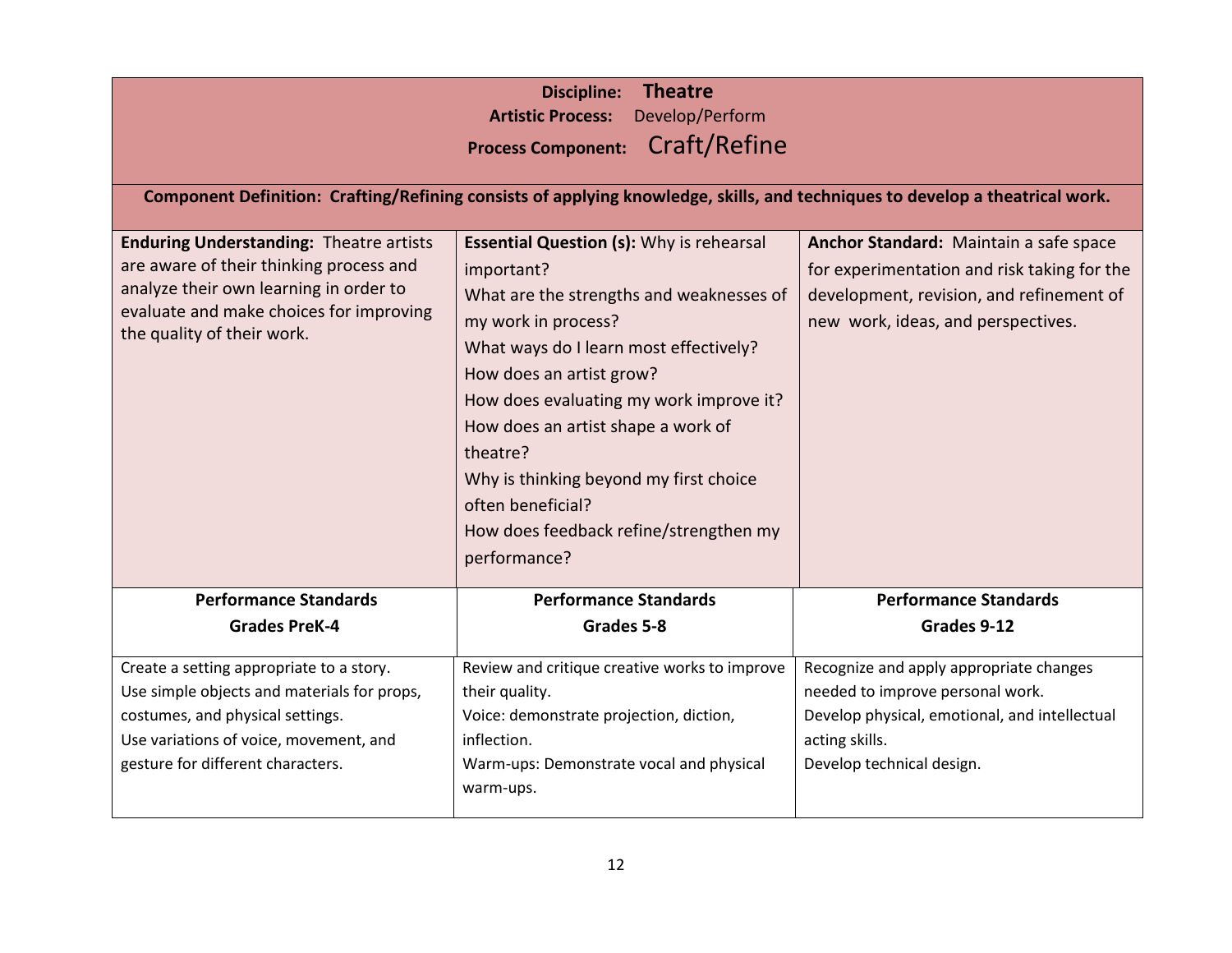**Discipline:** **Theatre**
**Artistic Process:** Develop/Perform
**Process Component:** Craft/Refine

**Component Definition: Crafting/Refining consists of applying knowledge, skills, and techniques to develop a theatrical work.**

| **Enduring Understanding:** Theatre artists are aware of their thinking process and analyze their own learning in order to evaluate and make choices for improving the quality of their work. | **Essential Question (s):** Why is rehearsal important?<br>What are the strengths and weaknesses of my work in process?<br>What ways do I learn most effectively?<br>How does an artist grow?<br>How does evaluating my work improve it?<br>How does an artist shape a work of theatre?<br>Why is thinking beyond my first choice often beneficial?<br>How does feedback refine/strengthen my performance? | **Anchor Standard:** Maintain a safe space for experimentation and risk taking for the development, revision, and refinement of new work, ideas, and perspectives. |
|---|---|---|
| **Performance Standards Grades PreK-4** | **Performance Standards Grades 5-8** | **Performance Standards Grades 9-12** |
| Create a setting appropriate to a story.<br>Use simple objects and materials for props, costumes, and physical settings.<br>Use variations of voice, movement, and gesture for different characters. | Review and critique creative works to improve their quality.<br>Voice: demonstrate projection, diction, inflection.<br>Warm-ups: Demonstrate vocal and physical warm-ups. | Recognize and apply appropriate changes needed to improve personal work.<br>Develop physical, emotional, and intellectual acting skills.<br>Develop technical design. |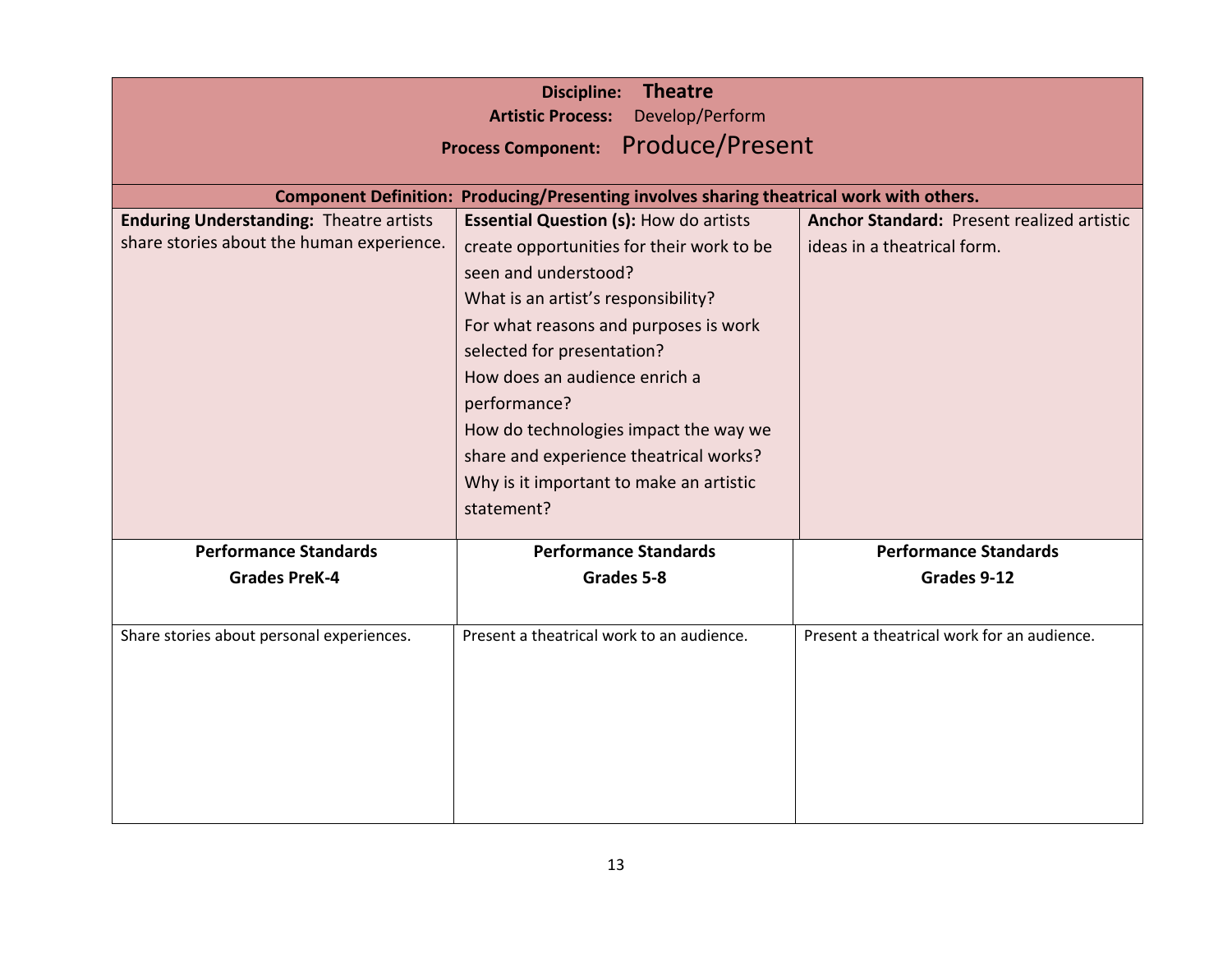**Discipline: Theatre**
**Artistic Process:** Develop/Perform
**Process Component:** Produce/Present

**Component Definition: Producing/Presenting involves sharing theatrical work with others.**

| **Enduring Understanding:** Theatre artists share stories about the human experience. | **Essential Question (s):** How do artists create opportunities for their work to be seen and understood?<br>What is an artist's responsibility?<br>For what reasons and purposes is work selected for presentation?<br>How does an audience enrich a performance?<br>How do technologies impact the way we share and experience theatrical works?<br>Why is it important to make an artistic statement? | **Anchor Standard:** Present realized artistic ideas in a theatrical form. |
|---|---|---|
| **Performance Standards<br>Grades PreK-4** | **Performance Standards<br>Grades 5-8** | **Performance Standards<br>Grades 9-12** |
| Share stories about personal experiences. | Present a theatrical work to an audience. | Present a theatrical work for an audience. |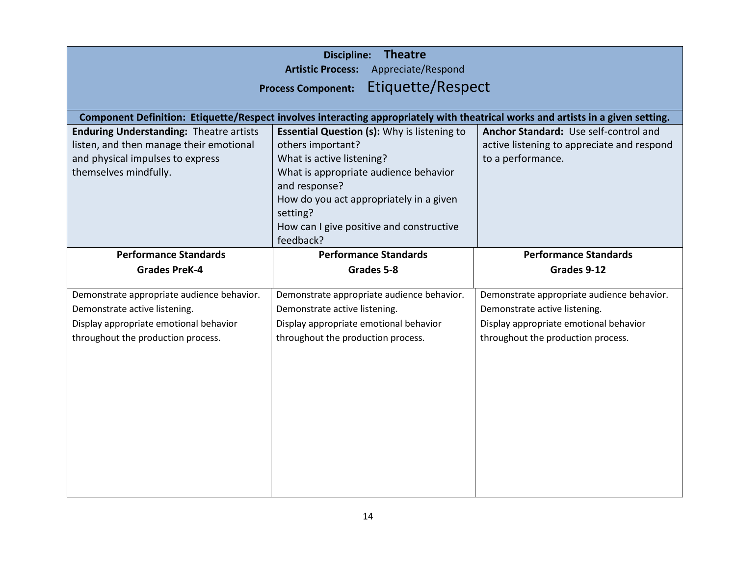**Discipline: Theatre**
**Artistic Process:** Appreciate/Respond
**Process Component:** Etiquette/Respect

**Component Definition: Etiquette/Respect involves interacting appropriately with theatrical works and artists in a given setting.**

| **Enduring Understanding:** Theatre artists listen, and then manage their emotional and physical impulses to express themselves mindfully. | **Essential Question (s):** Why is listening to others important?<br>What is active listening?<br>What is appropriate audience behavior and response?<br>How do you act appropriately in a given setting?<br>How can I give positive and constructive feedback? | **Anchor Standard:** Use self-control and active listening to appreciate and respond to a performance. |
|---|---|---|
| **Performance Standards**<br>**Grades PreK-4** | **Performance Standards**<br>**Grades 5-8** | **Performance Standards**<br>**Grades 9-12** |
| Demonstrate appropriate audience behavior.<br>Demonstrate active listening.<br>Display appropriate emotional behavior throughout the production process. | Demonstrate appropriate audience behavior.<br>Demonstrate active listening.<br>Display appropriate emotional behavior throughout the production process. | Demonstrate appropriate audience behavior.<br>Demonstrate active listening.<br>Display appropriate emotional behavior throughout the production process. |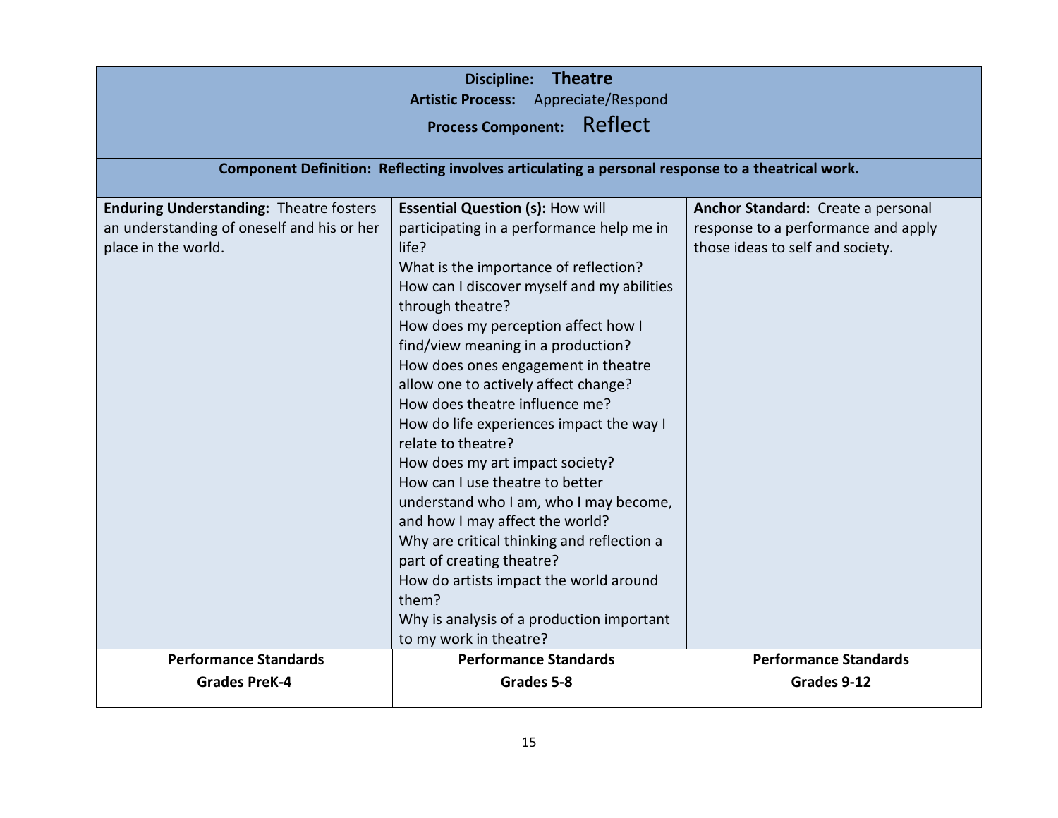**Discipline:** **Theatre**

**Artistic Process:** Appreciate/Respond

**Process Component:** Reflect

**Component Definition: Reflecting involves articulating a personal response to a theatrical work.**

| **Enduring Understanding:** Theatre fosters an understanding of oneself and his or her place in the world. | **Essential Question (s):** How will participating in a performance help me in life?<br>What is the importance of reflection?<br>How can I discover myself and my abilities through theatre?<br>How does my perception affect how I find/view meaning in a production?<br>How does ones engagement in theatre allow one to actively affect change?<br>How does theatre influence me?<br>How do life experiences impact the way I relate to theatre?<br>How does my art impact society?<br>How can I use theatre to better understand who I am, who I may become, and how I may affect the world?<br>Why are critical thinking and reflection a part of creating theatre?<br>How do artists impact the world around them?<br>Why is analysis of a production important to my work in theatre? | **Anchor Standard:** Create a personal response to a performance and apply those ideas to self and society. |
|---|---|---|
| **Performance Standards**<br>**Grades PreK-4** | **Performance Standards**<br>**Grades 5-8** | **Performance Standards**<br>**Grades 9-12** |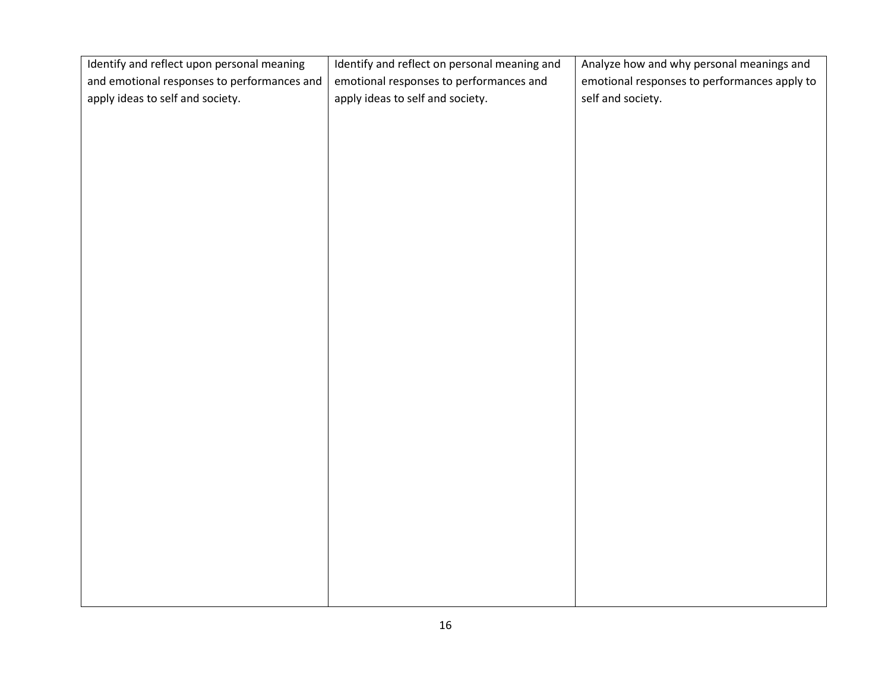| | | |
|---|---|---|
| Identify and reflect upon personal meaning and emotional responses to performances and apply ideas to self and society. | Identify and reflect on personal meaning and emotional responses to performances and apply ideas to self and society. | Analyze how and why personal meanings and emotional responses to performances apply to self and society. |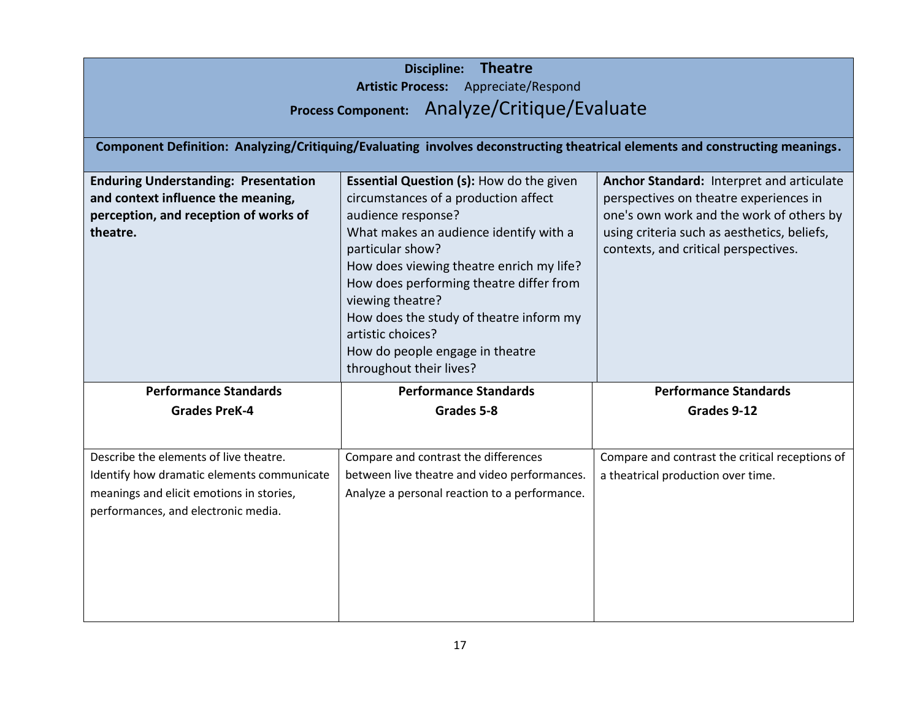**Discipline:** **Theatre**

**Artistic Process:** Appreciate/Respond

**Process Component:** Analyze/Critique/Evaluate

**Component Definition: Analyzing/Critiquing/Evaluating involves deconstructing theatrical elements and constructing meanings.**

| **Enduring Understanding: Presentation and context influence the meaning, perception, and reception of works of theatre.** | **Essential Question (s):** How do the given circumstances of a production affect audience response?<br>What makes an audience identify with a particular show?<br>How does viewing theatre enrich my life?<br>How does performing theatre differ from viewing theatre?<br>How does the study of theatre inform my artistic choices?<br>How do people engage in theatre throughout their lives? | **Anchor Standard:** Interpret and articulate perspectives on theatre experiences in one's own work and the work of others by using criteria such as aesthetics, beliefs, contexts, and critical perspectives. |
|---|---|---|
| **Performance Standards**<br>**Grades PreK-4** | **Performance Standards**<br>**Grades 5-8** | **Performance Standards**<br>**Grades 9-12** |
| Describe the elements of live theatre.<br>Identify how dramatic elements communicate meanings and elicit emotions in stories, performances, and electronic media. | Compare and contrast the differences between live theatre and video performances.<br>Analyze a personal reaction to a performance. | Compare and contrast the critical receptions of a theatrical production over time. |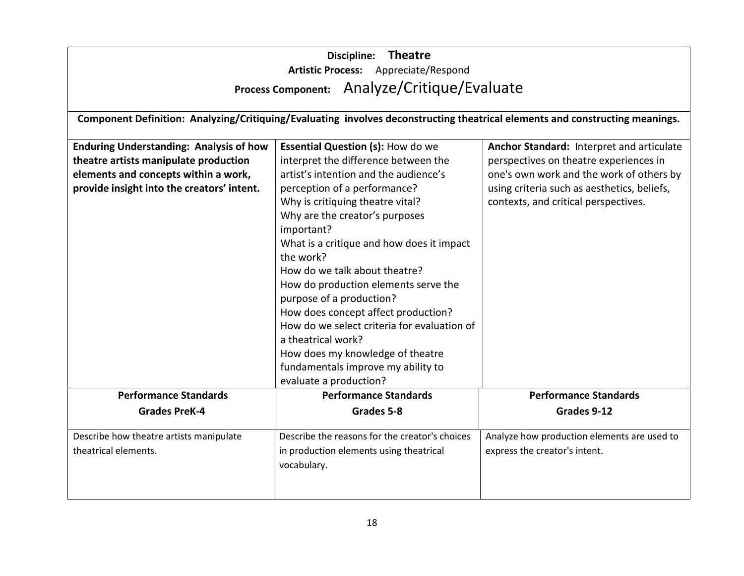**Discipline: Theatre**

**Artistic Process:** Appreciate/Respond

**Process Component:** Analyze/Critique/Evaluate

**Component Definition: Analyzing/Critiquing/Evaluating involves deconstructing theatrical elements and constructing meanings.**

| **Enduring Understanding: Analysis of how theatre artists manipulate production elements and concepts within a work, provide insight into the creators' intent.** | **Essential Question (s):** How do we interpret the difference between the artist's intention and the audience's perception of a performance? Why is critiquing theatre vital? Why are the creator's purposes important? What is a critique and how does it impact the work? How do we talk about theatre? How do production elements serve the purpose of a production? How does concept affect production? How do we select criteria for evaluation of a theatrical work? How does my knowledge of theatre fundamentals improve my ability to evaluate a production? | **Anchor Standard:** Interpret and articulate perspectives on theatre experiences in one's own work and the work of others by using criteria such as aesthetics, beliefs, contexts, and critical perspectives. |
|---|---|---|
| **Performance Standards Grades PreK-4** | **Performance Standards Grades 5-8** | **Performance Standards Grades 9-12** |
| Describe how theatre artists manipulate theatrical elements. | Describe the reasons for the creator's choices in production elements using theatrical vocabulary. | Analyze how production elements are used to express the creator's intent. |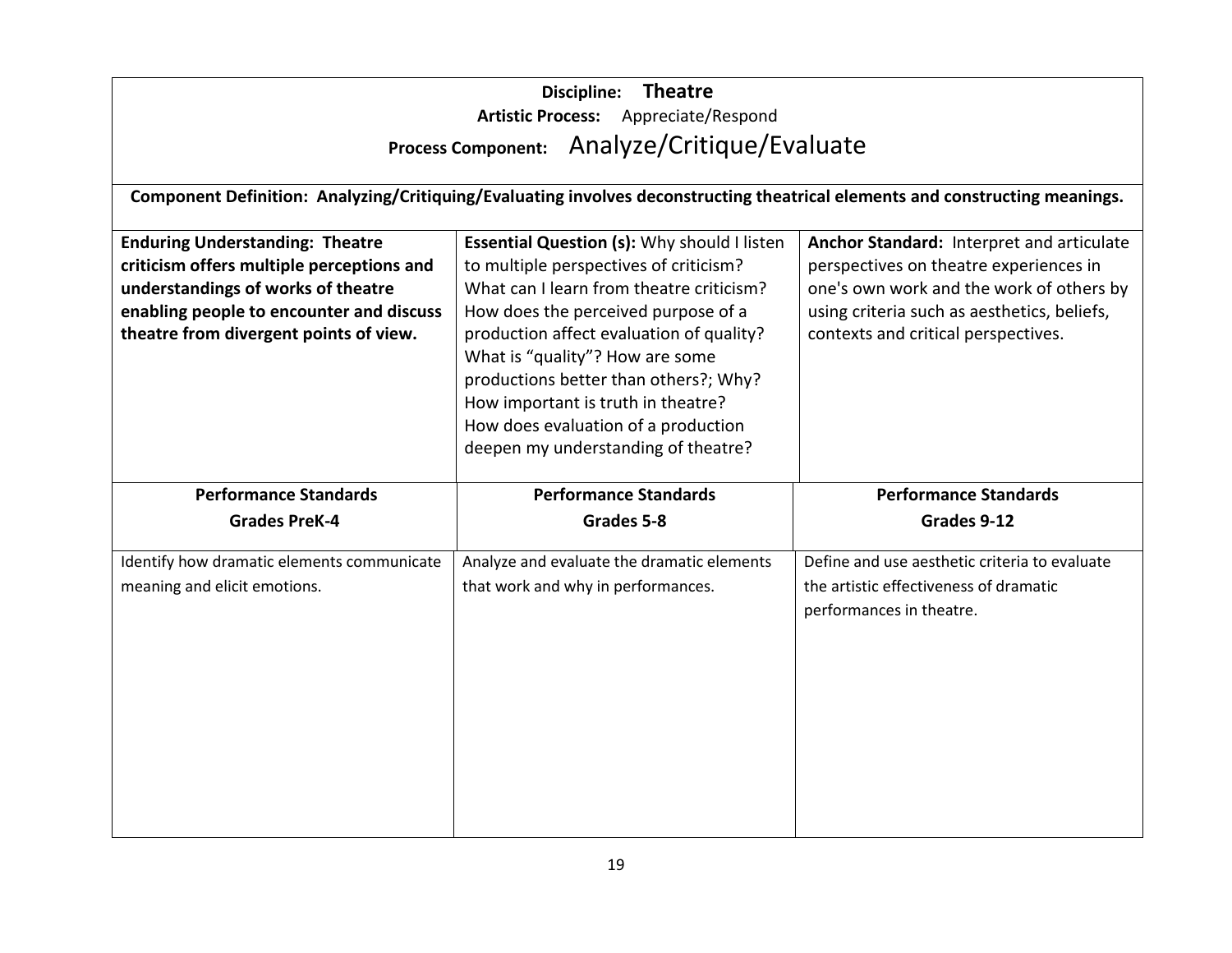**Discipline: Theatre**

**Artistic Process:** Appreciate/Respond

**Process Component:** Analyze/Critique/Evaluate

**Component Definition: Analyzing/Critiquing/Evaluating involves deconstructing theatrical elements and constructing meanings.**

| **Enduring Understanding: Theatre criticism offers multiple perceptions and understandings of works of theatre enabling people to encounter and discuss theatre from divergent points of view.** | **Essential Question (s):** Why should I listen to multiple perspectives of criticism? What can I learn from theatre criticism? How does the perceived purpose of a production affect evaluation of quality? What is "quality"? How are some productions better than others?; Why? How important is truth in theatre? How does evaluation of a production deepen my understanding of theatre? | **Anchor Standard:** Interpret and articulate perspectives on theatre experiences in one's own work and the work of others by using criteria such as aesthetics, beliefs, contexts and critical perspectives. |
|---|---|---|
| **Performance Standards Grades PreK-4** | **Performance Standards Grades 5-8** | **Performance Standards Grades 9-12** |
| Identify how dramatic elements communicate meaning and elicit emotions. | Analyze and evaluate the dramatic elements that work and why in performances. | Define and use aesthetic criteria to evaluate the artistic effectiveness of dramatic performances in theatre. |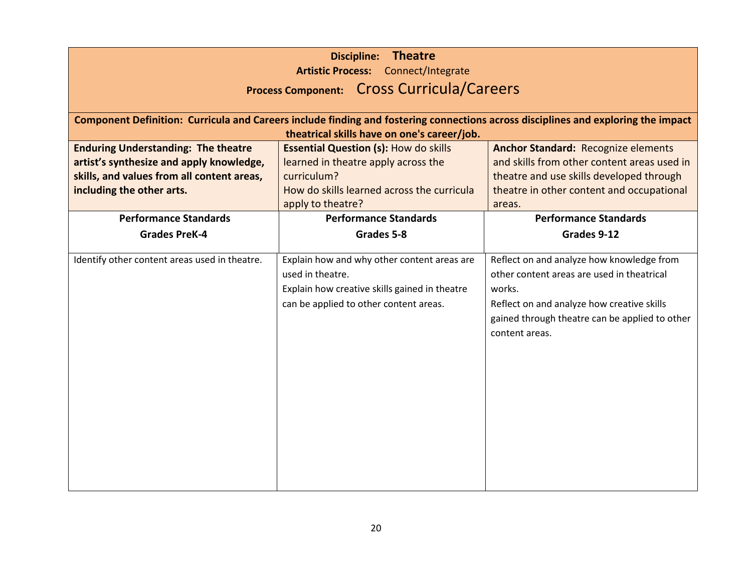**Discipline: Theatre**

**Artistic Process:** Connect/Integrate

**Process Component:** Cross Curricula/Careers

**Component Definition: Curricula and Careers include finding and fostering connections across disciplines and exploring the impact theatrical skills have on one's career/job.**

| **Enduring Understanding: The theatre artist's synthesize and apply knowledge, skills, and values from all content areas, including the other arts.** | **Essential Question (s):** How do skills learned in theatre apply across the curriculum? How do skills learned across the curricula apply to theatre? | **Anchor Standard:** Recognize elements and skills from other content areas used in theatre and use skills developed through theatre in other content and occupational areas. |
|---|---|---|
| **Performance Standards Grades PreK-4** | **Performance Standards Grades 5-8** | **Performance Standards Grades 9-12** |
| Identify other content areas used in theatre. | Explain how and why other content areas are used in theatre.<br>Explain how creative skills gained in theatre can be applied to other content areas. | Reflect on and analyze how knowledge from other content areas are used in theatrical works.<br>Reflect on and analyze how creative skills gained through theatre can be applied to other content areas. |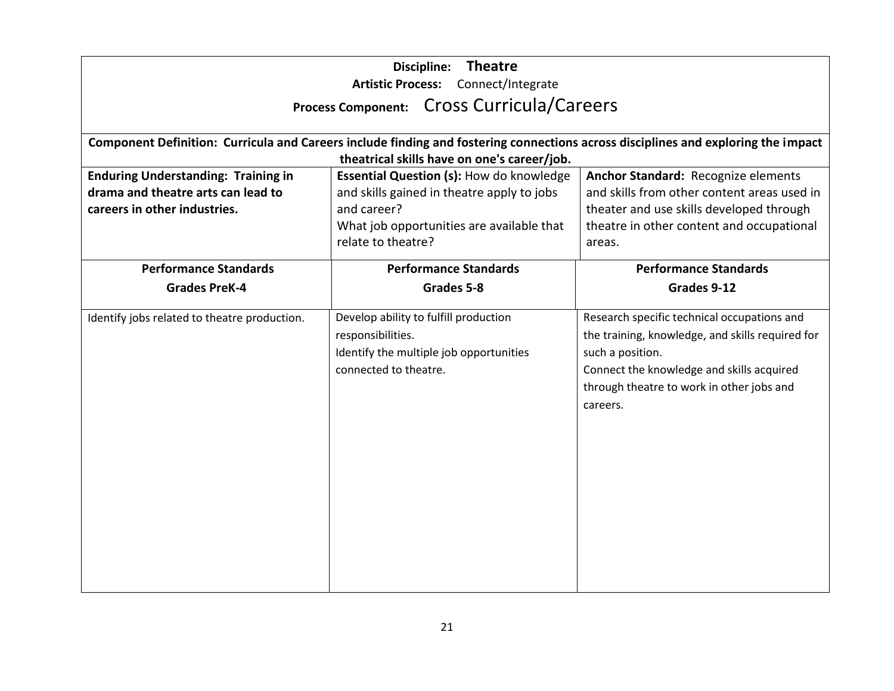**Discipline: Theatre**

**Artistic Process:** Connect/Integrate

**Process Component:** Cross Curricula/Careers

**Component Definition: Curricula and Careers include finding and fostering connections across disciplines and exploring the impact theatrical skills have on one's career/job.**

| **Enduring Understanding: Training in drama and theatre arts can lead to careers in other industries.** | **Essential Question (s):** How do knowledge and skills gained in theatre apply to jobs and career? What job opportunities are available that relate to theatre? | **Anchor Standard:** Recognize elements and skills from other content areas used in theater and use skills developed through theatre in other content and occupational areas. |
|---|---|---|
| **Performance Standards Grades PreK-4** | **Performance Standards Grades 5-8** | **Performance Standards Grades 9-12** |
| Identify jobs related to theatre production. | Develop ability to fulfill production responsibilities.<br>Identify the multiple job opportunities connected to theatre. | Research specific technical occupations and the training, knowledge, and skills required for such a position.<br>Connect the knowledge and skills acquired through theatre to work in other jobs and careers. |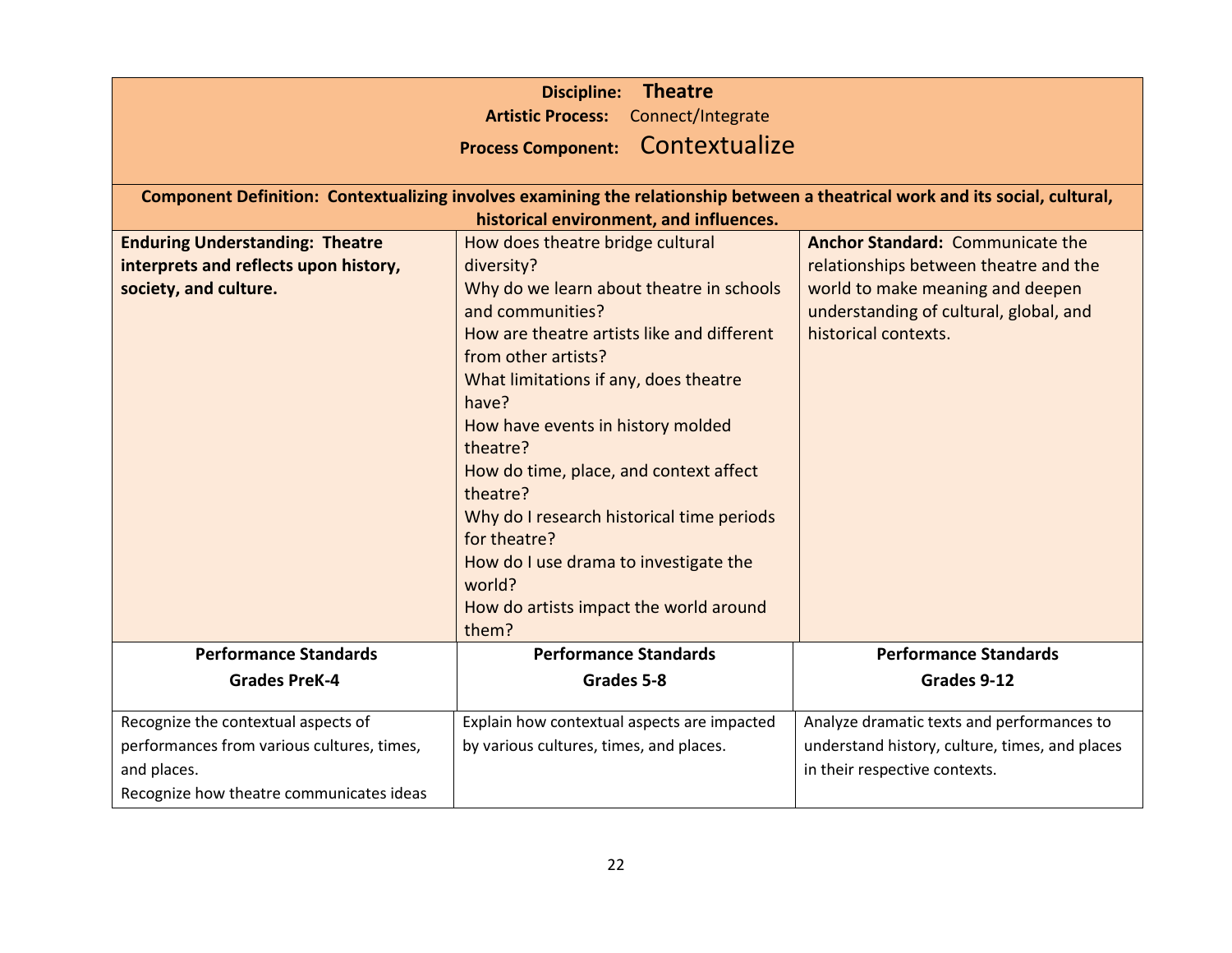**Discipline: Theatre**
**Artistic Process:** Connect/Integrate
**Process Component:** Contextualize

**Component Definition: Contextualizing involves examining the relationship between a theatrical work and its social, cultural, historical environment, and influences.**

| **Enduring Understanding: Theatre interprets and reflects upon history, society, and culture.** | How does theatre bridge cultural diversity?<br>Why do we learn about theatre in schools and communities?<br>How are theatre artists like and different from other artists?<br>What limitations if any, does theatre have?<br>How have events in history molded theatre?<br>How do time, place, and context affect theatre?<br>Why do I research historical time periods for theatre?<br>How do I use drama to investigate the world?<br>How do artists impact the world around them? | **Anchor Standard:** Communicate the relationships between theatre and the world to make meaning and deepen understanding of cultural, global, and historical contexts. |
|---|---|---|
| **Performance Standards**<br>**Grades PreK-4** | **Performance Standards**<br>**Grades 5-8** | **Performance Standards**<br>**Grades 9-12** |
| Recognize the contextual aspects of performances from various cultures, times, and places.<br>Recognize how theatre communicates ideas | Explain how contextual aspects are impacted by various cultures, times, and places. | Analyze dramatic texts and performances to understand history, culture, times, and places in their respective contexts. |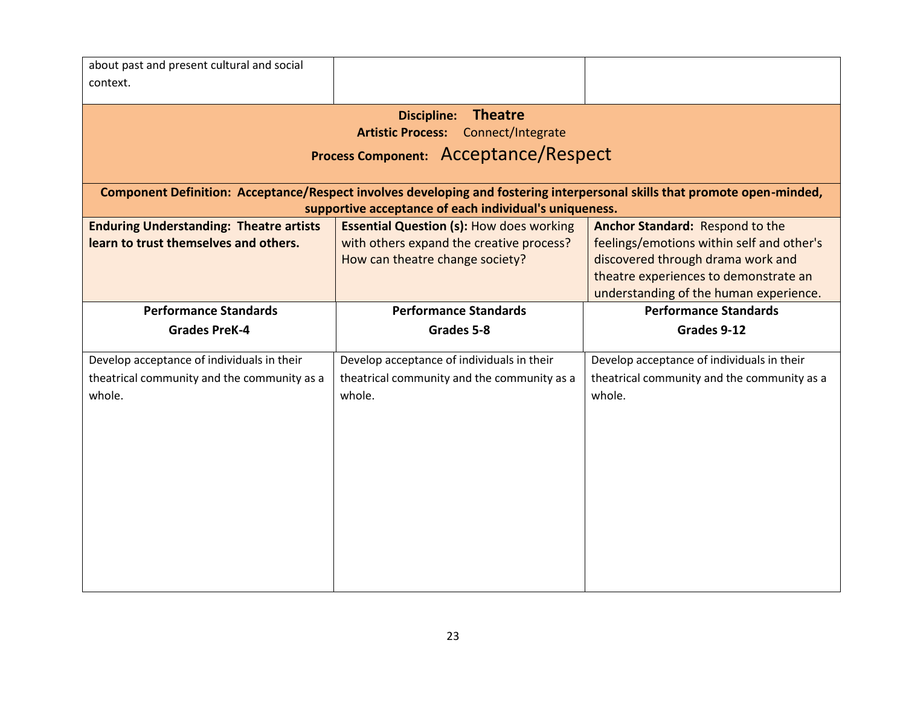| about past and present cultural and social context. | | |
|---|---|---|

| **Discipline: Theatre**<br>**Artistic Process:** Connect/Integrate<br>**Process Component:** Acceptance/Respect | | |
|---|---|---|
| **Component Definition: Acceptance/Respect involves developing and fostering interpersonal skills that promote open-minded, supportive acceptance of each individual's uniqueness.** | | |
| **Enduring Understanding: Theatre artists learn to trust themselves and others.** | **Essential Question (s):** How does working with others expand the creative process? How can theatre change society? | **Anchor Standard:** Respond to the feelings/emotions within self and other's discovered through drama work and theatre experiences to demonstrate an understanding of the human experience. |
| **Performance Standards**<br>**Grades PreK-4** | **Performance Standards**<br>**Grades 5-8** | **Performance Standards**<br>**Grades 9-12** |
| Develop acceptance of individuals in their theatrical community and the community as a whole. | Develop acceptance of individuals in their theatrical community and the community as a whole. | Develop acceptance of individuals in their theatrical community and the community as a whole. |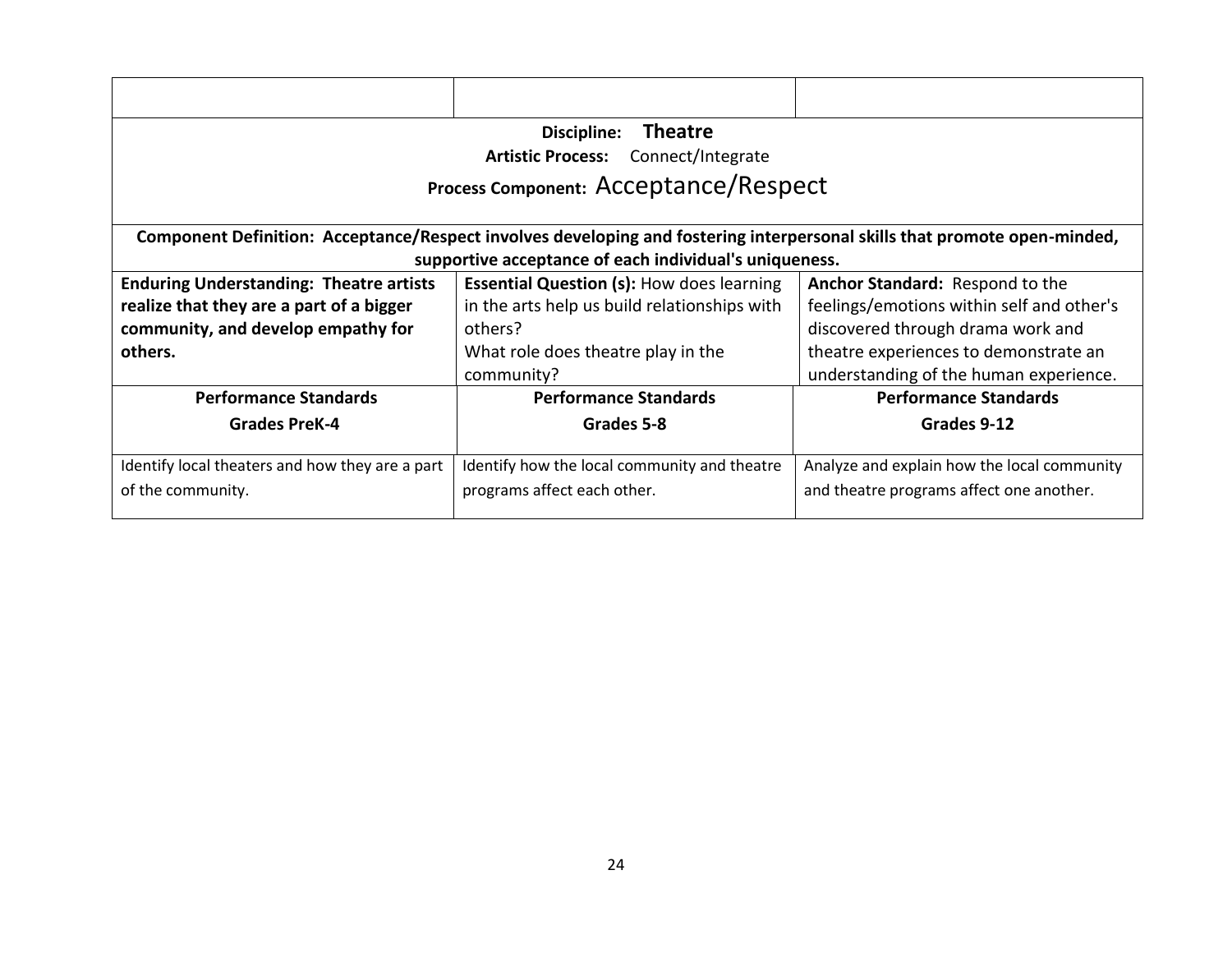| | | |
|---|---|---|
| **Discipline: Theatre**<br>**Artistic Process:** Connect/Integrate<br>**Process Component:** Acceptance/Respect | | |
| **Component Definition: Acceptance/Respect involves developing and fostering interpersonal skills that promote open-minded, supportive acceptance of each individual's uniqueness.** | | |
| **Enduring Understanding: Theatre artists realize that they are a part of a bigger community, and develop empathy for others.** | **Essential Question (s):** How does learning in the arts help us build relationships with others?<br>What role does theatre play in the community? | **Anchor Standard:** Respond to the feelings/emotions within self and other's discovered through drama work and theatre experiences to demonstrate an understanding of the human experience. |
| **Performance Standards**<br>**Grades PreK-4** | **Performance Standards**<br>**Grades 5-8** | **Performance Standards**<br>**Grades 9-12** |
| Identify local theaters and how they are a part of the community. | Identify how the local community and theatre programs affect each other. | Analyze and explain how the local community and theatre programs affect one another. |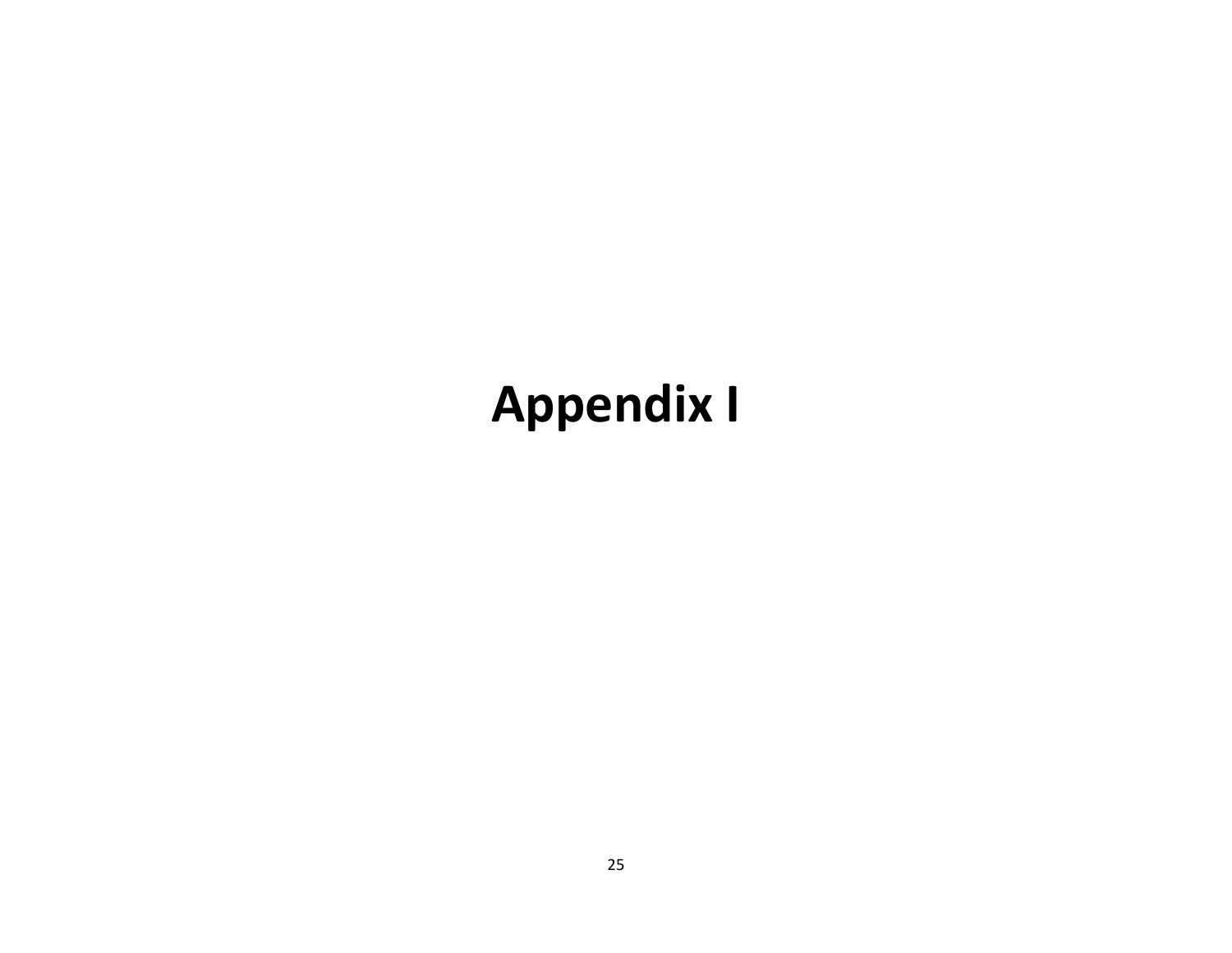# Appendix I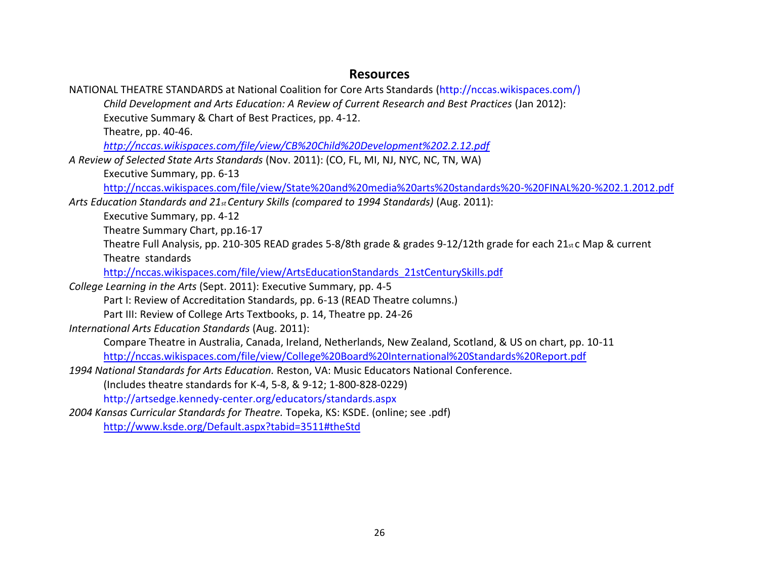## Resources

NATIONAL THEATRE STANDARDS at National Coalition for Core Arts Standards (http://nccas.wikispaces.com/)

*Child Development and Arts Education: A Review of Current Research and Best Practices* (Jan 2012):

Executive Summary & Chart of Best Practices, pp. 4-12.

Theatre, pp. 40-46.

*http://nccas.wikispaces.com/file/view/CB%20Child%20Development%202.2.12.pdf*

*A Review of Selected State Arts Standards* (Nov. 2011): (CO, FL, MI, NJ, NYC, NC, TN, WA)

Executive Summary, pp. 6-13

http://nccas.wikispaces.com/file/view/State%20and%20media%20arts%20standards%20-%20FINAL%20-%202.1.2012.pdf

*Arts Education Standards and 21st Century Skills (compared to 1994 Standards)* (Aug. 2011):

Executive Summary, pp. 4-12

Theatre Summary Chart, pp.16-17

Theatre Full Analysis, pp. 210-305 READ grades 5-8/8th grade & grades 9-12/12th grade for each 21st c Map & current Theatre standards

http://nccas.wikispaces.com/file/view/ArtsEducationStandards_21stCenturySkills.pdf

*College Learning in the Arts* (Sept. 2011): Executive Summary, pp. 4-5

Part I: Review of Accreditation Standards, pp. 6-13 (READ Theatre columns.)

Part III: Review of College Arts Textbooks, p. 14, Theatre pp. 24-26

*International Arts Education Standards* (Aug. 2011):

Compare Theatre in Australia, Canada, Ireland, Netherlands, New Zealand, Scotland, & US on chart, pp. 10-11

http://nccas.wikispaces.com/file/view/College%20Board%20International%20Standards%20Report.pdf

*1994 National Standards for Arts Education.* Reston, VA: Music Educators National Conference.

(Includes theatre standards for K-4, 5-8, & 9-12; 1-800-828-0229)

http://artsedge.kennedy-center.org/educators/standards.aspx

*2004 Kansas Curricular Standards for Theatre.* Topeka, KS: KSDE. (online; see .pdf)

http://www.ksde.org/Default.aspx?tabid=3511#theStd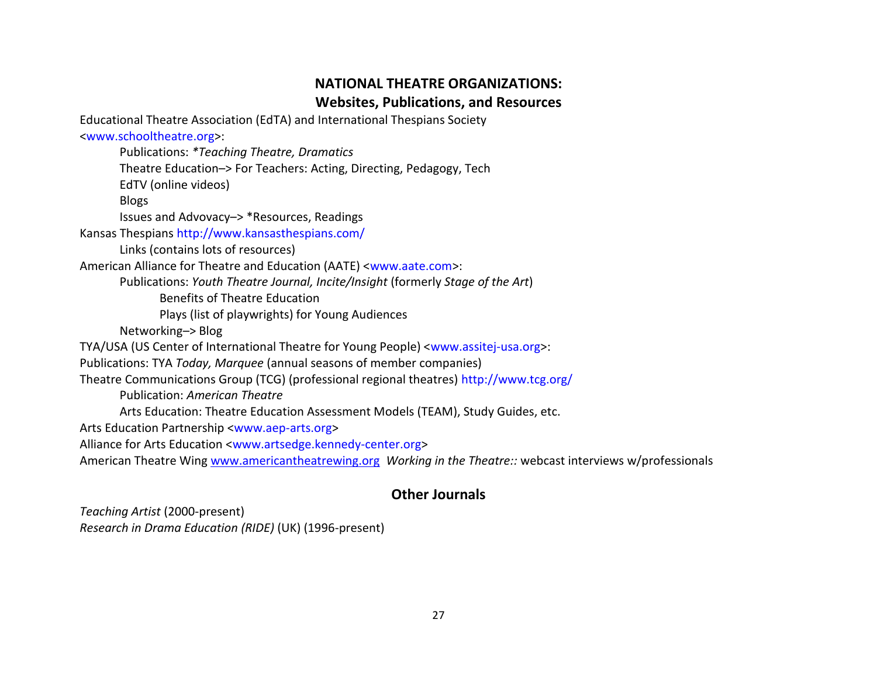## NATIONAL THEATRE ORGANIZATIONS:
## Websites, Publications, and Resources

Educational Theatre Association (EdTA) and International Thespians Society <www.schooltheatre.org>:

- Publications: *\*Teaching Theatre, Dramatics*
- Theatre Education–> For Teachers: Acting, Directing, Pedagogy, Tech
- EdTV (online videos)
- Blogs
- Issues and Advocacy–> *Resources, Readings

Kansas Thespians http://www.kansasthespians.com/

- Links (contains lots of resources)

American Alliance for Theatre and Education (AATE) <www.aate.com>:

- Publications: *Youth Theatre Journal, Incite/Insight* (formerly *Stage of the Art*)
  - Benefits of Theatre Education
  - Plays (list of playwrights) for Young Audiences
- Networking–> Blog

TYA/USA (US Center of International Theatre for Young People) <www.assitej-usa.org>:

Publications: TYA *Today, Marquee* (annual seasons of member companies)

Theatre Communications Group (TCG) (professional regional theatres) http://www.tcg.org/

- Publication: *American Theatre*
- Arts Education: Theatre Education Assessment Models (TEAM), Study Guides, etc.

Arts Education Partnership <www.aep-arts.org>

Alliance for Arts Education <www.artsedge.kennedy-center.org>

American Theatre Wing www.americantheatrewing.org *Working in the Theatre::* webcast interviews w/professionals

## Other Journals

*Teaching Artist* (2000-present)

*Research in Drama Education (RIDE)* (UK) (1996-present)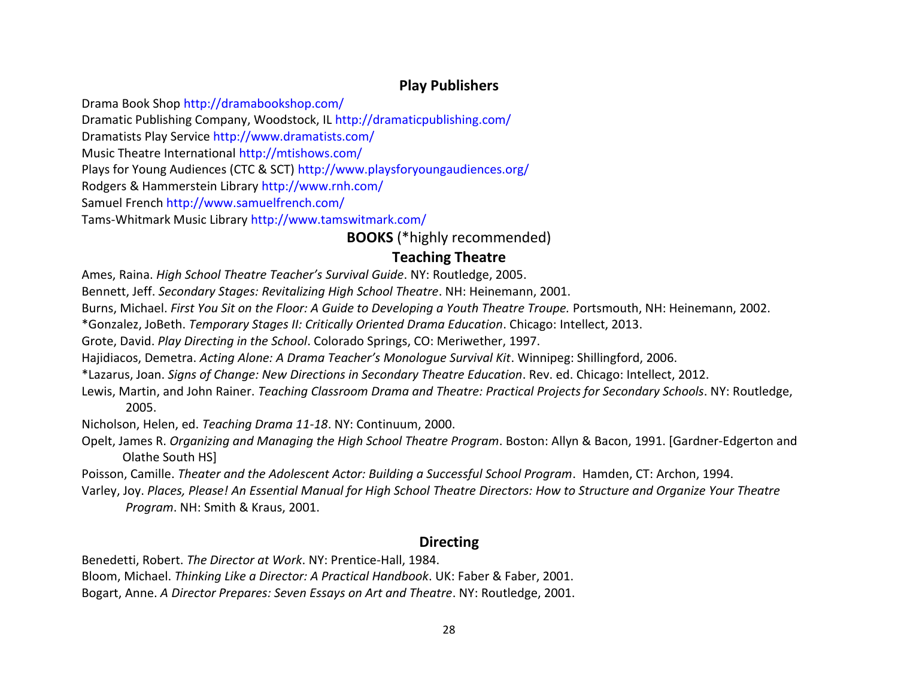## Play Publishers

Drama Book Shop http://dramabookshop.com/
Dramatic Publishing Company, Woodstock, IL http://dramaticpublishing.com/
Dramatists Play Service http://www.dramatists.com/
Music Theatre International http://mtishows.com/
Plays for Young Audiences (CTC & SCT) http://www.playsforyoungaudiences.org/
Rodgers & Hammerstein Library http://www.rnh.com/
Samuel French http://www.samuelfrench.com/
Tams-Whitmark Music Library http://www.tamswitmark.com/

## **BOOKS** (*highly recommended)

### Teaching Theatre

Ames, Raina. *High School Theatre Teacher's Survival Guide*. NY: Routledge, 2005.

Bennett, Jeff. *Secondary Stages: Revitalizing High School Theatre*. NH: Heinemann, 2001.

Burns, Michael. *First You Sit on the Floor: A Guide to Developing a Youth Theatre Troupe.* Portsmouth, NH: Heinemann, 2002.

*Gonzalez, JoBeth. *Temporary Stages II: Critically Oriented Drama Education*. Chicago: Intellect, 2013.

Grote, David. *Play Directing in the School*. Colorado Springs, CO: Meriwether, 1997.

Hajidiacos, Demetra. *Acting Alone: A Drama Teacher's Monologue Survival Kit*. Winnipeg: Shillingford, 2006.

*Lazarus, Joan. *Signs of Change: New Directions in Secondary Theatre Education*. Rev. ed. Chicago: Intellect, 2012.

Lewis, Martin, and John Rainer. *Teaching Classroom Drama and Theatre: Practical Projects for Secondary Schools*. NY: Routledge, 2005.

Nicholson, Helen, ed. *Teaching Drama 11-18*. NY: Continuum, 2000.

Opelt, James R. *Organizing and Managing the High School Theatre Program*. Boston: Allyn & Bacon, 1991. [Gardner-Edgerton and Olathe South HS]

Poisson, Camille. *Theater and the Adolescent Actor: Building a Successful School Program*. Hamden, CT: Archon, 1994.

Varley, Joy. *Places, Please! An Essential Manual for High School Theatre Directors: How to Structure and Organize Your Theatre Program*. NH: Smith & Kraus, 2001.

### Directing

Benedetti, Robert. *The Director at Work*. NY: Prentice-Hall, 1984.

Bloom, Michael. *Thinking Like a Director: A Practical Handbook*. UK: Faber & Faber, 2001.

Bogart, Anne. *A Director Prepares: Seven Essays on Art and Theatre*. NY: Routledge, 2001.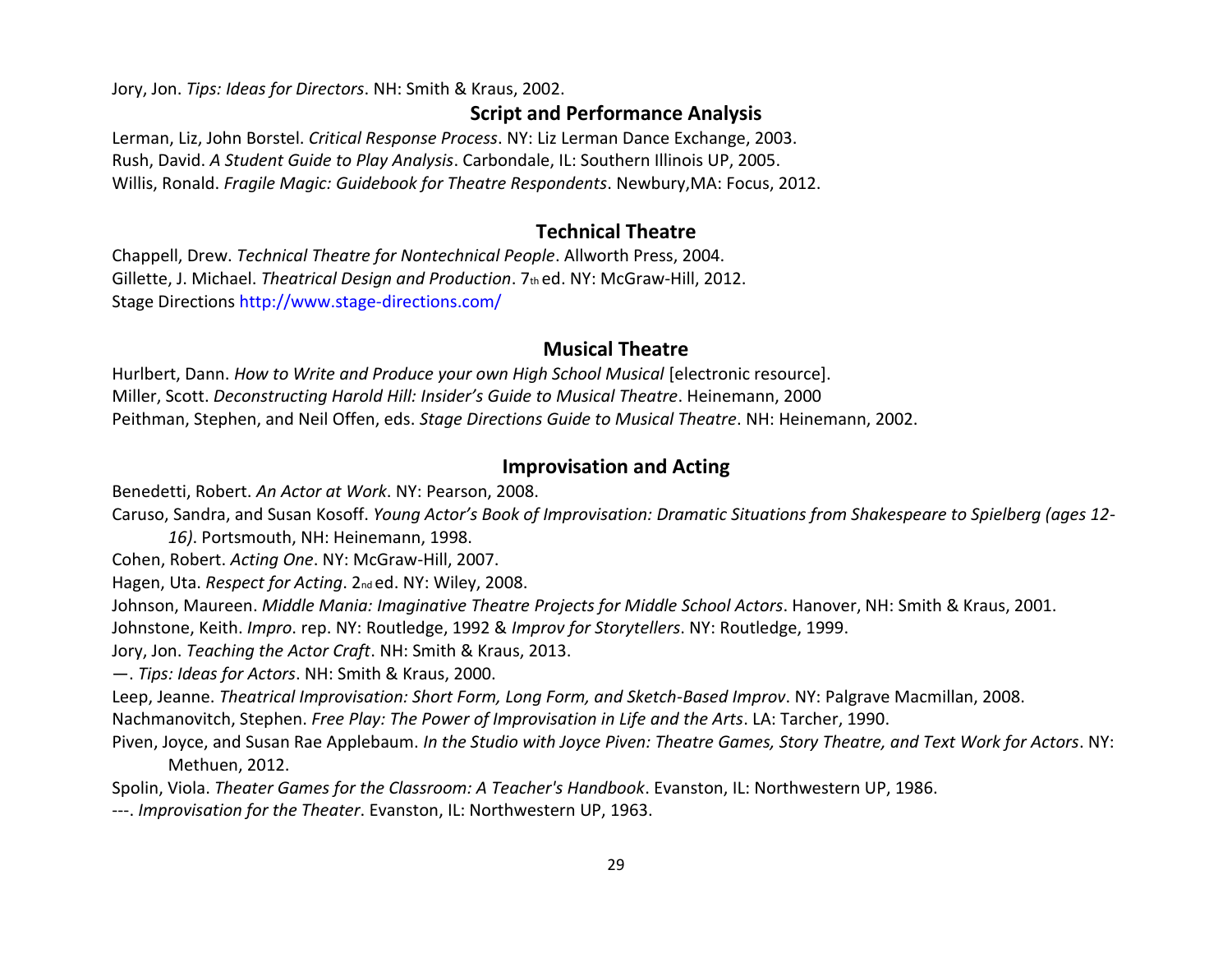Jory, Jon. *Tips: Ideas for Directors*. NH: Smith & Kraus, 2002.

## Script and Performance Analysis

Lerman, Liz, John Borstel. *Critical Response Process*. NY: Liz Lerman Dance Exchange, 2003.
Rush, David. *A Student Guide to Play Analysis*. Carbondale, IL: Southern Illinois UP, 2005.
Willis, Ronald. *Fragile Magic: Guidebook for Theatre Respondents*. Newbury,MA: Focus, 2012.

## Technical Theatre

Chappell, Drew. *Technical Theatre for Nontechnical People*. Allworth Press, 2004.
Gillette, J. Michael. *Theatrical Design and Production*. 7th ed. NY: McGraw-Hill, 2012.
Stage Directions http://www.stage-directions.com/

## Musical Theatre

Hurlbert, Dann. *How to Write and Produce your own High School Musical* [electronic resource].
Miller, Scott. *Deconstructing Harold Hill: Insider's Guide to Musical Theatre*. Heinemann, 2000
Peithman, Stephen, and Neil Offen, eds. *Stage Directions Guide to Musical Theatre*. NH: Heinemann, 2002.

## Improvisation and Acting

Benedetti, Robert. *An Actor at Work*. NY: Pearson, 2008.
Caruso, Sandra, and Susan Kosoff. *Young Actor's Book of Improvisation: Dramatic Situations from Shakespeare to Spielberg (ages 12-16)*. Portsmouth, NH: Heinemann, 1998.
Cohen, Robert. *Acting One*. NY: McGraw-Hill, 2007.
Hagen, Uta. *Respect for Acting*. 2nd ed. NY: Wiley, 2008.
Johnson, Maureen. *Middle Mania: Imaginative Theatre Projects for Middle School Actors*. Hanover, NH: Smith & Kraus, 2001.
Johnstone, Keith. *Impro*. rep. NY: Routledge, 1992 & *Improv for Storytellers*. NY: Routledge, 1999.
Jory, Jon. *Teaching the Actor Craft*. NH: Smith & Kraus, 2013.
—. *Tips: Ideas for Actors*. NH: Smith & Kraus, 2000.
Leep, Jeanne. *Theatrical Improvisation: Short Form, Long Form, and Sketch-Based Improv*. NY: Palgrave Macmillan, 2008.
Nachmanovitch, Stephen. *Free Play: The Power of Improvisation in Life and the Arts*. LA: Tarcher, 1990.
Piven, Joyce, and Susan Rae Applebaum. *In the Studio with Joyce Piven: Theatre Games, Story Theatre, and Text Work for Actors*. NY: Methuen, 2012.
Spolin, Viola. *Theater Games for the Classroom: A Teacher's Handbook*. Evanston, IL: Northwestern UP, 1986.
---. *Improvisation for the Theater*. Evanston, IL: Northwestern UP, 1963.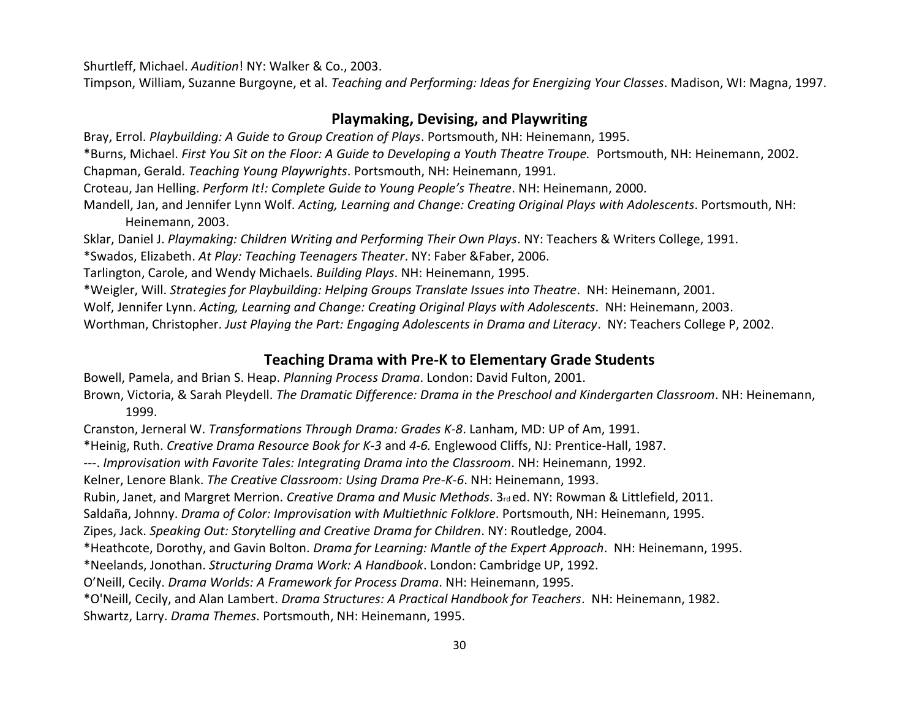Shurtleff, Michael. *Audition*! NY: Walker & Co., 2003.

Timpson, William, Suzanne Burgoyne, et al. *Teaching and Performing: Ideas for Energizing Your Classes*. Madison, WI: Magna, 1997.

## Playmaking, Devising, and Playwriting

Bray, Errol. *Playbuilding: A Guide to Group Creation of Plays*. Portsmouth, NH: Heinemann, 1995.

*Burns, Michael. *First You Sit on the Floor: A Guide to Developing a Youth Theatre Troupe.* Portsmouth, NH: Heinemann, 2002.

Chapman, Gerald. *Teaching Young Playwrights*. Portsmouth, NH: Heinemann, 1991.

Croteau, Jan Helling. *Perform It!: Complete Guide to Young People's Theatre*. NH: Heinemann, 2000.

Mandell, Jan, and Jennifer Lynn Wolf. *Acting, Learning and Change: Creating Original Plays with Adolescents*. Portsmouth, NH: Heinemann, 2003.

Sklar, Daniel J. *Playmaking: Children Writing and Performing Their Own Plays*. NY: Teachers & Writers College, 1991.

*Swados, Elizabeth. *At Play: Teaching Teenagers Theater*. NY: Faber &Faber, 2006.

Tarlington, Carole, and Wendy Michaels. *Building Plays*. NH: Heinemann, 1995.

*Weigler, Will. *Strategies for Playbuilding: Helping Groups Translate Issues into Theatre*. NH: Heinemann, 2001.

Wolf, Jennifer Lynn. *Acting, Learning and Change: Creating Original Plays with Adolescents*. NH: Heinemann, 2003.

Worthman, Christopher. *Just Playing the Part: Engaging Adolescents in Drama and Literacy*. NY: Teachers College P, 2002.

## Teaching Drama with Pre-K to Elementary Grade Students

Bowell, Pamela, and Brian S. Heap. *Planning Process Drama*. London: David Fulton, 2001.

Brown, Victoria, & Sarah Pleydell. *The Dramatic Difference: Drama in the Preschool and Kindergarten Classroom*. NH: Heinemann, 1999.

Cranston, Jerneral W. *Transformations Through Drama: Grades K-8*. Lanham, MD: UP of Am, 1991.

*Heinig, Ruth. *Creative Drama Resource Book for K-3* and *4-6.* Englewood Cliffs, NJ: Prentice-Hall, 1987.

---. *Improvisation with Favorite Tales: Integrating Drama into the Classroom*. NH: Heinemann, 1992.

Kelner, Lenore Blank. *The Creative Classroom: Using Drama Pre-K-6*. NH: Heinemann, 1993.

Rubin, Janet, and Margret Merrion. *Creative Drama and Music Methods*. 3rd ed. NY: Rowman & Littlefield, 2011.

Saldaña, Johnny. *Drama of Color: Improvisation with Multiethnic Folklore*. Portsmouth, NH: Heinemann, 1995.

Zipes, Jack. *Speaking Out: Storytelling and Creative Drama for Children*. NY: Routledge, 2004.

*Heathcote, Dorothy, and Gavin Bolton. *Drama for Learning: Mantle of the Expert Approach*. NH: Heinemann, 1995.

*Neelands, Jonothan. *Structuring Drama Work: A Handbook*. London: Cambridge UP, 1992.

O'Neill, Cecily. *Drama Worlds: A Framework for Process Drama*. NH: Heinemann, 1995.

*O'Neill, Cecily, and Alan Lambert. *Drama Structures: A Practical Handbook for Teachers*. NH: Heinemann, 1982.

Shwartz, Larry. *Drama Themes*. Portsmouth, NH: Heinemann, 1995.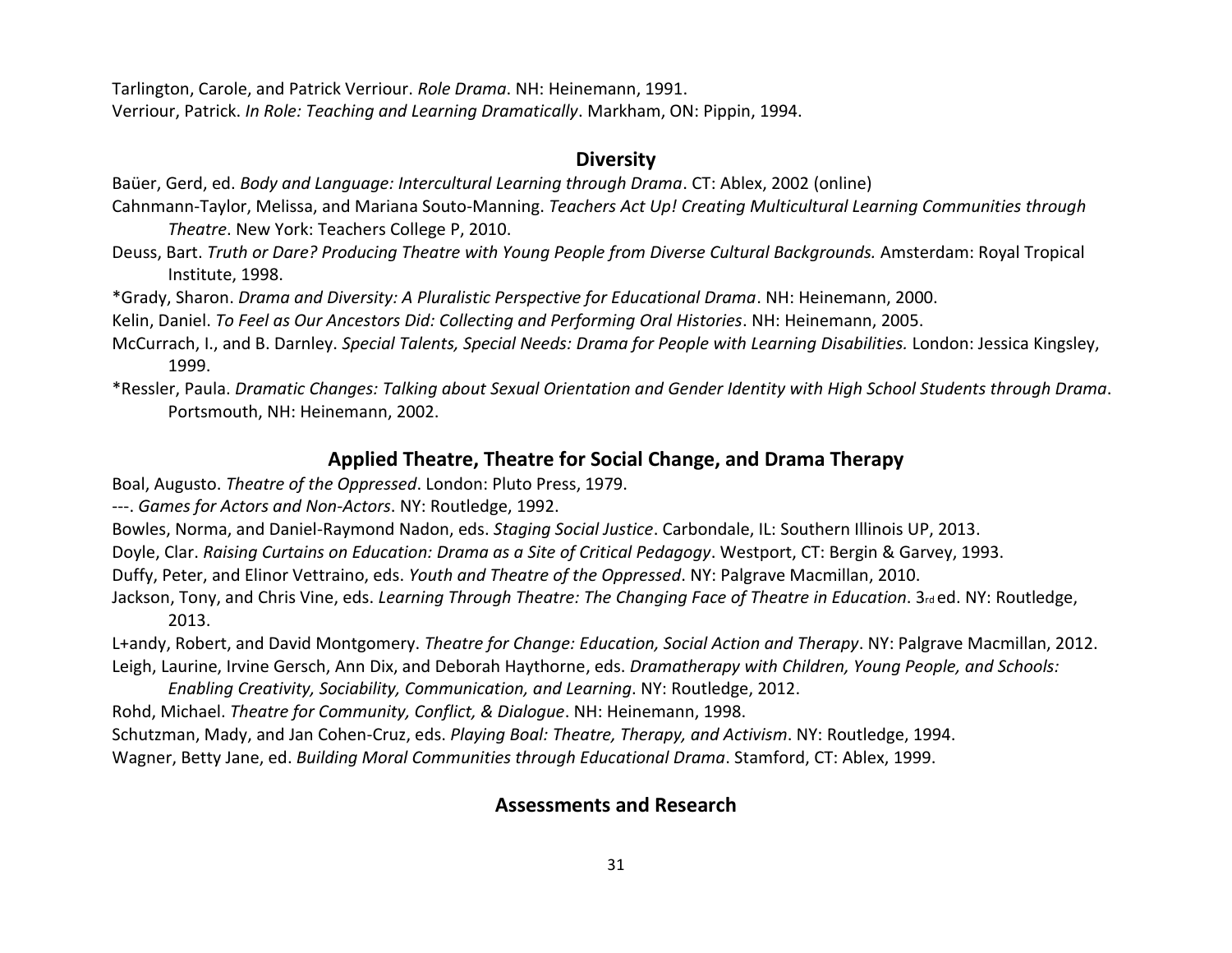Tarlington, Carole, and Patrick Verriour. *Role Drama*. NH: Heinemann, 1991.

Verriour, Patrick. *In Role: Teaching and Learning Dramatically*. Markham, ON: Pippin, 1994.

## Diversity

Baüer, Gerd, ed. *Body and Language: Intercultural Learning through Drama*. CT: Ablex, 2002 (online)

Cahnmann-Taylor, Melissa, and Mariana Souto-Manning. *Teachers Act Up! Creating Multicultural Learning Communities through Theatre*. New York: Teachers College P, 2010.

Deuss, Bart. *Truth or Dare? Producing Theatre with Young People from Diverse Cultural Backgrounds.* Amsterdam: Royal Tropical Institute, 1998.

*Grady, Sharon. *Drama and Diversity: A Pluralistic Perspective for Educational Drama*. NH: Heinemann, 2000.

Kelin, Daniel. *To Feel as Our Ancestors Did: Collecting and Performing Oral Histories*. NH: Heinemann, 2005.

McCurrach, I., and B. Darnley. *Special Talents, Special Needs: Drama for People with Learning Disabilities.* London: Jessica Kingsley, 1999.

*Ressler, Paula. *Dramatic Changes: Talking about Sexual Orientation and Gender Identity with High School Students through Drama*. Portsmouth, NH: Heinemann, 2002.

## Applied Theatre, Theatre for Social Change, and Drama Therapy

Boal, Augusto. *Theatre of the Oppressed*. London: Pluto Press, 1979.

---. *Games for Actors and Non-Actors*. NY: Routledge, 1992.

Bowles, Norma, and Daniel-Raymond Nadon, eds. *Staging Social Justice*. Carbondale, IL: Southern Illinois UP, 2013.

Doyle, Clar. *Raising Curtains on Education: Drama as a Site of Critical Pedagogy*. Westport, CT: Bergin & Garvey, 1993.

Duffy, Peter, and Elinor Vettraino, eds. *Youth and Theatre of the Oppressed*. NY: Palgrave Macmillan, 2010.

Jackson, Tony, and Chris Vine, eds. *Learning Through Theatre: The Changing Face of Theatre in Education*. 3rd ed. NY: Routledge, 2013.

L+andy, Robert, and David Montgomery. *Theatre for Change: Education, Social Action and Therapy*. NY: Palgrave Macmillan, 2012.

Leigh, Laurine, Irvine Gersch, Ann Dix, and Deborah Haythorne, eds. *Dramatherapy with Children, Young People, and Schools: Enabling Creativity, Sociability, Communication, and Learning*. NY: Routledge, 2012.

Rohd, Michael. *Theatre for Community, Conflict, & Dialogue*. NH: Heinemann, 1998.

Schutzman, Mady, and Jan Cohen-Cruz, eds. *Playing Boal: Theatre, Therapy, and Activism*. NY: Routledge, 1994.

Wagner, Betty Jane, ed. *Building Moral Communities through Educational Drama*. Stamford, CT: Ablex, 1999.

## Assessments and Research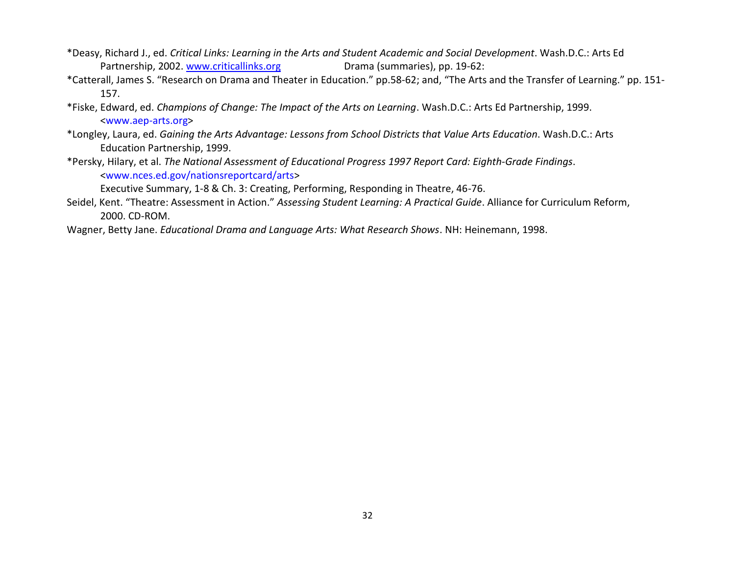*Deasy, Richard J., ed. *Critical Links: Learning in the Arts and Student Academic and Social Development*. Wash.D.C.: Arts Ed Partnership, 2002. www.criticallinks.org Drama (summaries), pp. 19-62:

*Catterall, James S. "Research on Drama and Theater in Education." pp.58-62; and, "The Arts and the Transfer of Learning." pp. 151-157.

*Fiske, Edward, ed. *Champions of Change: The Impact of the Arts on Learning*. Wash.D.C.: Arts Ed Partnership, 1999. <www.aep-arts.org>

*Longley, Laura, ed. *Gaining the Arts Advantage: Lessons from School Districts that Value Arts Education*. Wash.D.C.: Arts Education Partnership, 1999.

*Persky, Hilary, et al. *The National Assessment of Educational Progress 1997 Report Card: Eighth-Grade Findings*. <www.nces.ed.gov/nationsreportcard/arts>
Executive Summary, 1-8 & Ch. 3: Creating, Performing, Responding in Theatre, 46-76.

Seidel, Kent. "Theatre: Assessment in Action." *Assessing Student Learning: A Practical Guide*. Alliance for Curriculum Reform, 2000. CD-ROM.

Wagner, Betty Jane. *Educational Drama and Language Arts: What Research Shows*. NH: Heinemann, 1998.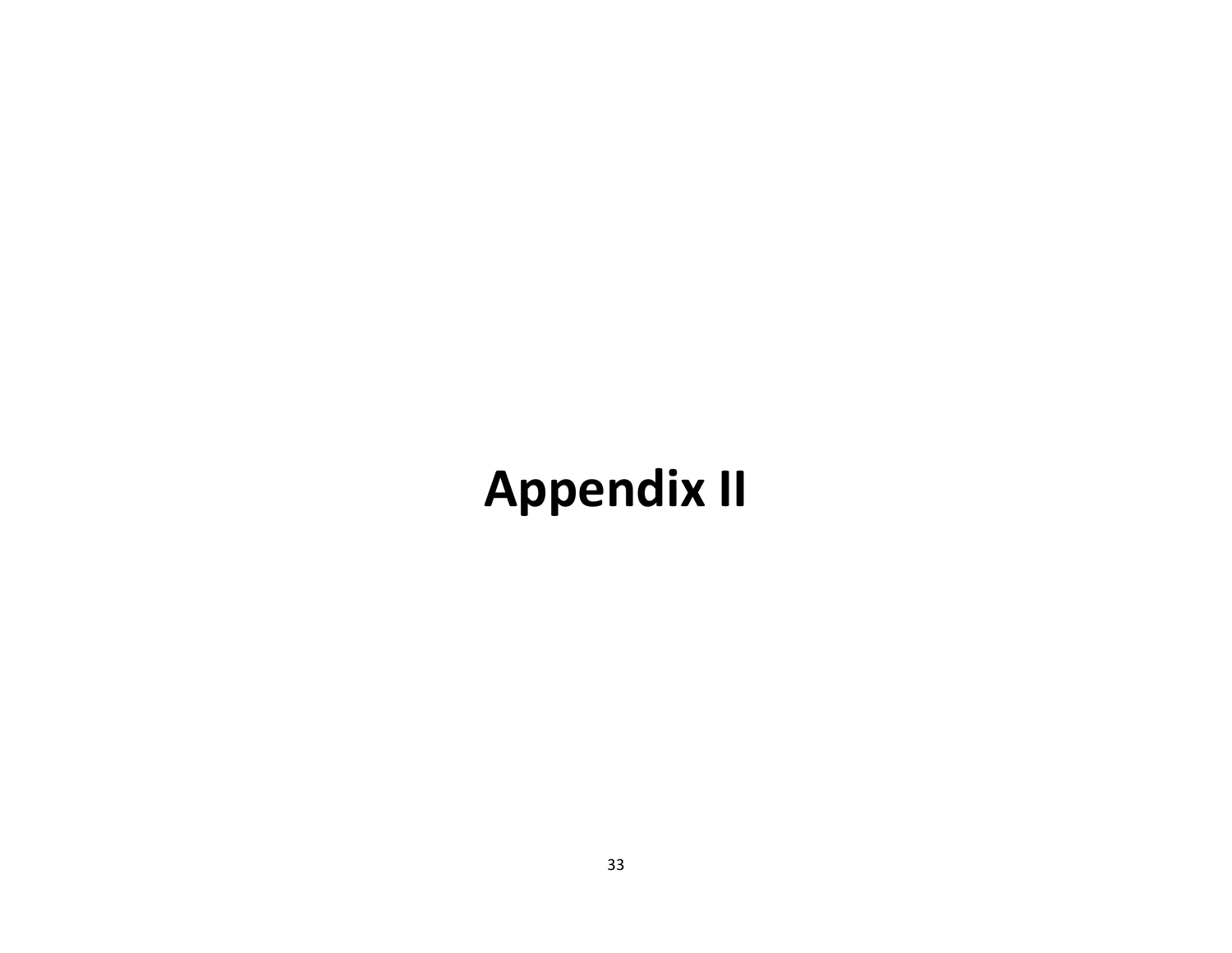# Appendix II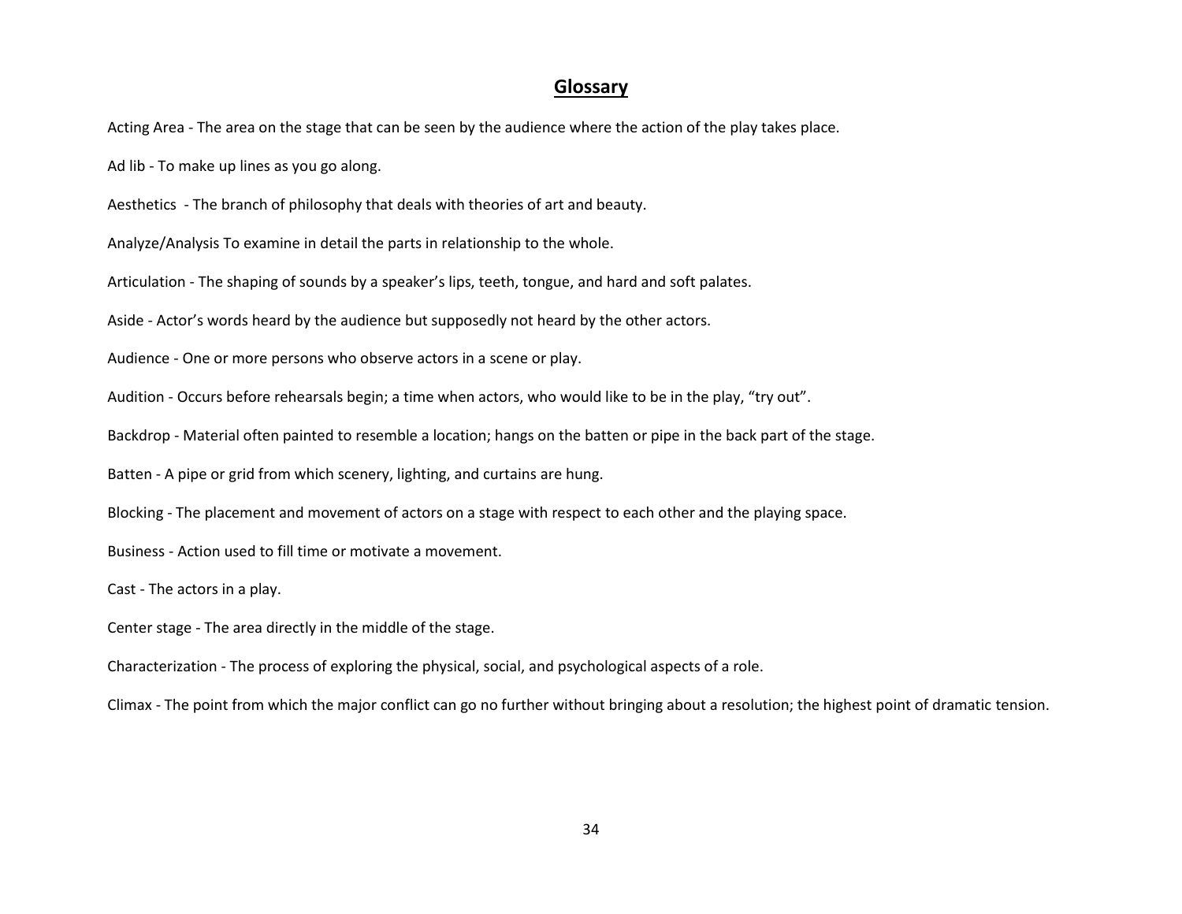## Glossary

Acting Area - The area on the stage that can be seen by the audience where the action of the play takes place.

Ad lib - To make up lines as you go along.

Aesthetics - The branch of philosophy that deals with theories of art and beauty.

Analyze/Analysis To examine in detail the parts in relationship to the whole.

Articulation - The shaping of sounds by a speaker's lips, teeth, tongue, and hard and soft palates.

Aside - Actor's words heard by the audience but supposedly not heard by the other actors.

Audience - One or more persons who observe actors in a scene or play.

Audition - Occurs before rehearsals begin; a time when actors, who would like to be in the play, "try out".

Backdrop - Material often painted to resemble a location; hangs on the batten or pipe in the back part of the stage.

Batten - A pipe or grid from which scenery, lighting, and curtains are hung.

Blocking - The placement and movement of actors on a stage with respect to each other and the playing space.

Business - Action used to fill time or motivate a movement.

Cast - The actors in a play.

Center stage - The area directly in the middle of the stage.

Characterization - The process of exploring the physical, social, and psychological aspects of a role.

Climax - The point from which the major conflict can go no further without bringing about a resolution; the highest point of dramatic tension.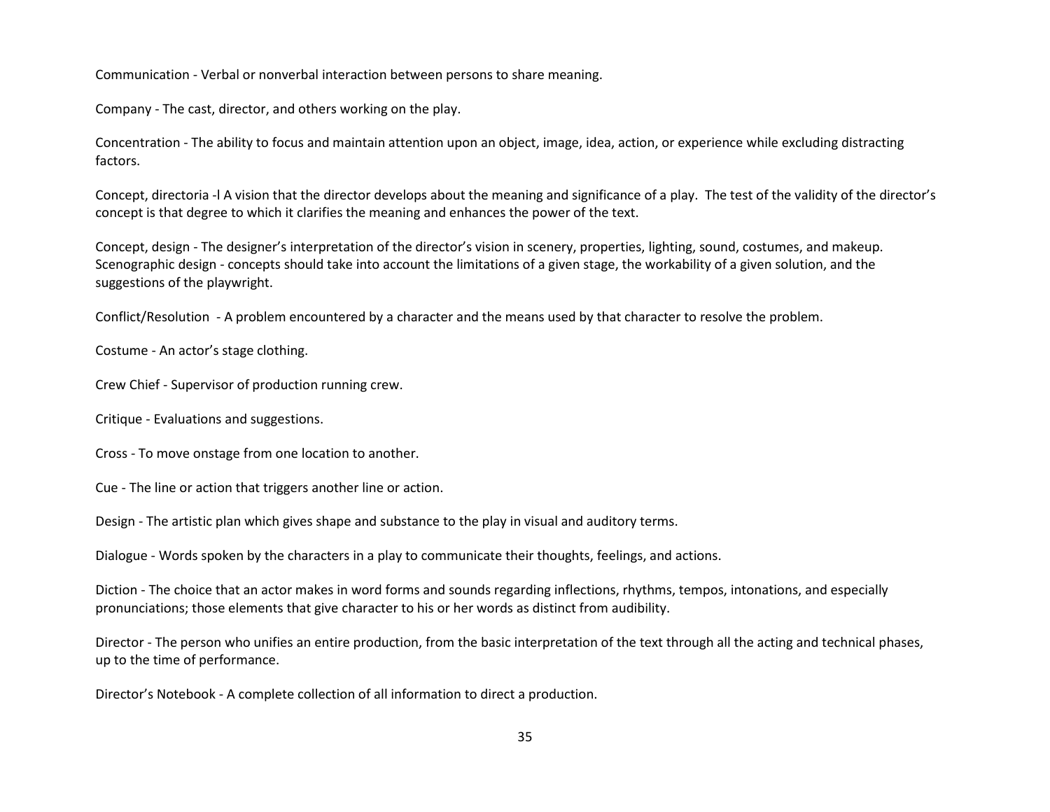Communication - Verbal or nonverbal interaction between persons to share meaning.

Company - The cast, director, and others working on the play.

Concentration - The ability to focus and maintain attention upon an object, image, idea, action, or experience while excluding distracting factors.

Concept, directoria -l A vision that the director develops about the meaning and significance of a play. The test of the validity of the director's concept is that degree to which it clarifies the meaning and enhances the power of the text.

Concept, design - The designer's interpretation of the director's vision in scenery, properties, lighting, sound, costumes, and makeup. Scenographic design - concepts should take into account the limitations of a given stage, the workability of a given solution, and the suggestions of the playwright.

Conflict/Resolution - A problem encountered by a character and the means used by that character to resolve the problem.

Costume - An actor's stage clothing.

Crew Chief - Supervisor of production running crew.

Critique - Evaluations and suggestions.

Cross - To move onstage from one location to another.

Cue - The line or action that triggers another line or action.

Design - The artistic plan which gives shape and substance to the play in visual and auditory terms.

Dialogue - Words spoken by the characters in a play to communicate their thoughts, feelings, and actions.

Diction - The choice that an actor makes in word forms and sounds regarding inflections, rhythms, tempos, intonations, and especially pronunciations; those elements that give character to his or her words as distinct from audibility.

Director - The person who unifies an entire production, from the basic interpretation of the text through all the acting and technical phases, up to the time of performance.

Director's Notebook - A complete collection of all information to direct a production.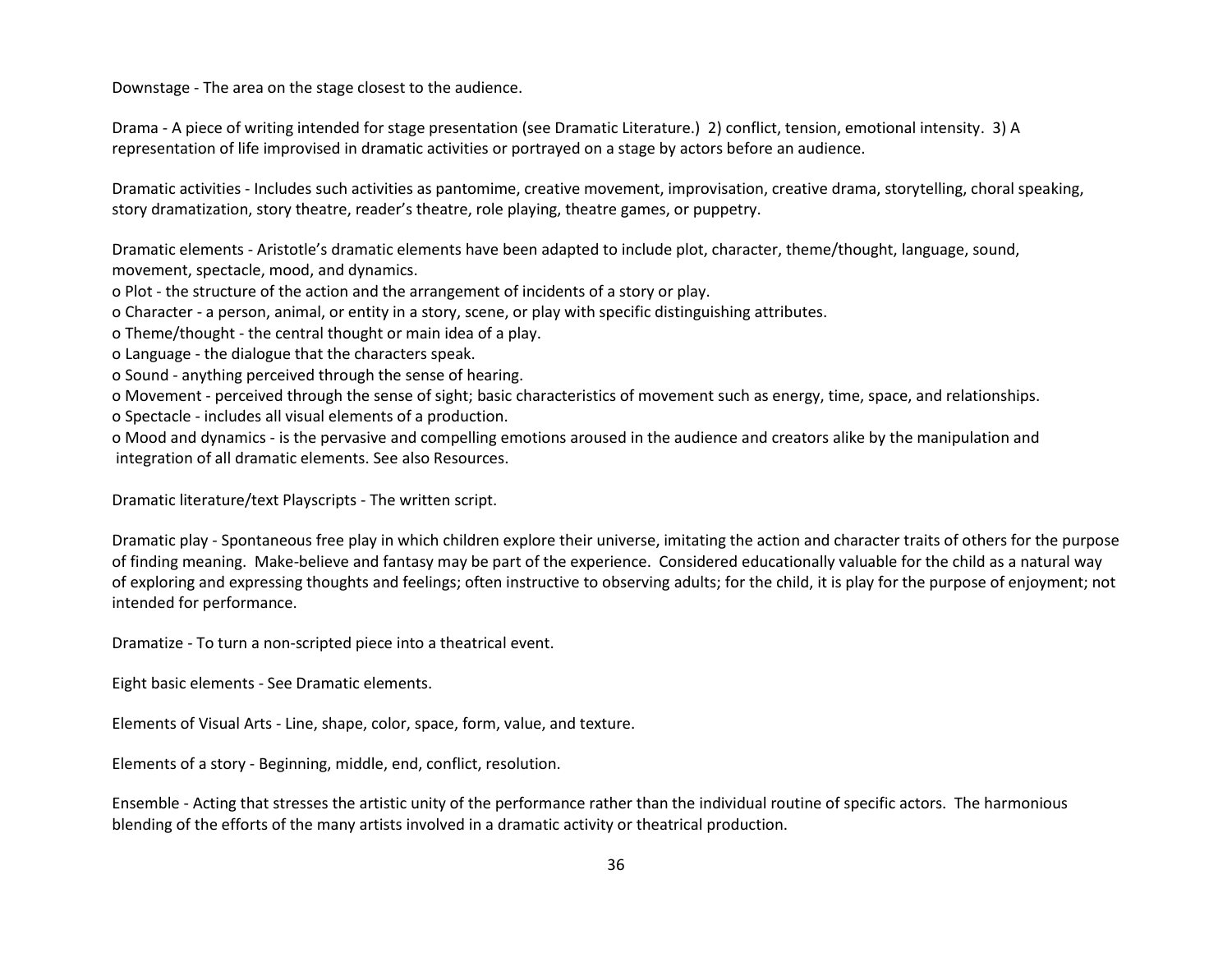Downstage - The area on the stage closest to the audience.

Drama - A piece of writing intended for stage presentation (see Dramatic Literature.) 2) conflict, tension, emotional intensity. 3) A representation of life improvised in dramatic activities or portrayed on a stage by actors before an audience.

Dramatic activities - Includes such activities as pantomime, creative movement, improvisation, creative drama, storytelling, choral speaking, story dramatization, story theatre, reader's theatre, role playing, theatre games, or puppetry.

Dramatic elements - Aristotle's dramatic elements have been adapted to include plot, character, theme/thought, language, sound, movement, spectacle, mood, and dynamics.

- Plot - the structure of the action and the arrangement of incidents of a story or play.
- Character - a person, animal, or entity in a story, scene, or play with specific distinguishing attributes.
- Theme/thought - the central thought or main idea of a play.
- Language - the dialogue that the characters speak.
- Sound - anything perceived through the sense of hearing.
- Movement - perceived through the sense of sight; basic characteristics of movement such as energy, time, space, and relationships.
- Spectacle - includes all visual elements of a production.
- Mood and dynamics - is the pervasive and compelling emotions aroused in the audience and creators alike by the manipulation and integration of all dramatic elements. See also Resources.

Dramatic literature/text Playscripts - The written script.

Dramatic play - Spontaneous free play in which children explore their universe, imitating the action and character traits of others for the purpose of finding meaning. Make-believe and fantasy may be part of the experience. Considered educationally valuable for the child as a natural way of exploring and expressing thoughts and feelings; often instructive to observing adults; for the child, it is play for the purpose of enjoyment; not intended for performance.

Dramatize - To turn a non-scripted piece into a theatrical event.

Eight basic elements - See Dramatic elements.

Elements of Visual Arts - Line, shape, color, space, form, value, and texture.

Elements of a story - Beginning, middle, end, conflict, resolution.

Ensemble - Acting that stresses the artistic unity of the performance rather than the individual routine of specific actors. The harmonious blending of the efforts of the many artists involved in a dramatic activity or theatrical production.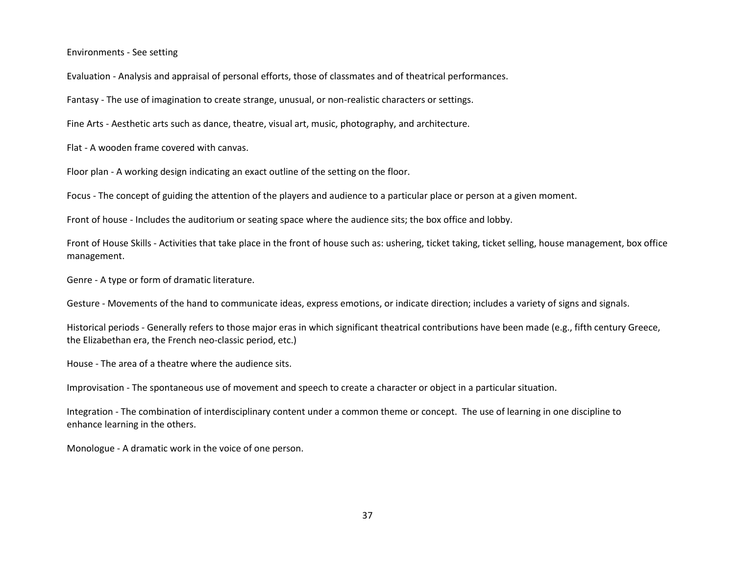Environments - See setting

Evaluation - Analysis and appraisal of personal efforts, those of classmates and of theatrical performances.

Fantasy - The use of imagination to create strange, unusual, or non-realistic characters or settings.

Fine Arts - Aesthetic arts such as dance, theatre, visual art, music, photography, and architecture.

Flat - A wooden frame covered with canvas.

Floor plan - A working design indicating an exact outline of the setting on the floor.

Focus - The concept of guiding the attention of the players and audience to a particular place or person at a given moment.

Front of house - Includes the auditorium or seating space where the audience sits; the box office and lobby.

Front of House Skills - Activities that take place in the front of house such as: ushering, ticket taking, ticket selling, house management, box office management.

Genre - A type or form of dramatic literature.

Gesture - Movements of the hand to communicate ideas, express emotions, or indicate direction; includes a variety of signs and signals.

Historical periods - Generally refers to those major eras in which significant theatrical contributions have been made (e.g., fifth century Greece, the Elizabethan era, the French neo-classic period, etc.)

House - The area of a theatre where the audience sits.

Improvisation - The spontaneous use of movement and speech to create a character or object in a particular situation.

Integration - The combination of interdisciplinary content under a common theme or concept. The use of learning in one discipline to enhance learning in the others.

Monologue - A dramatic work in the voice of one person.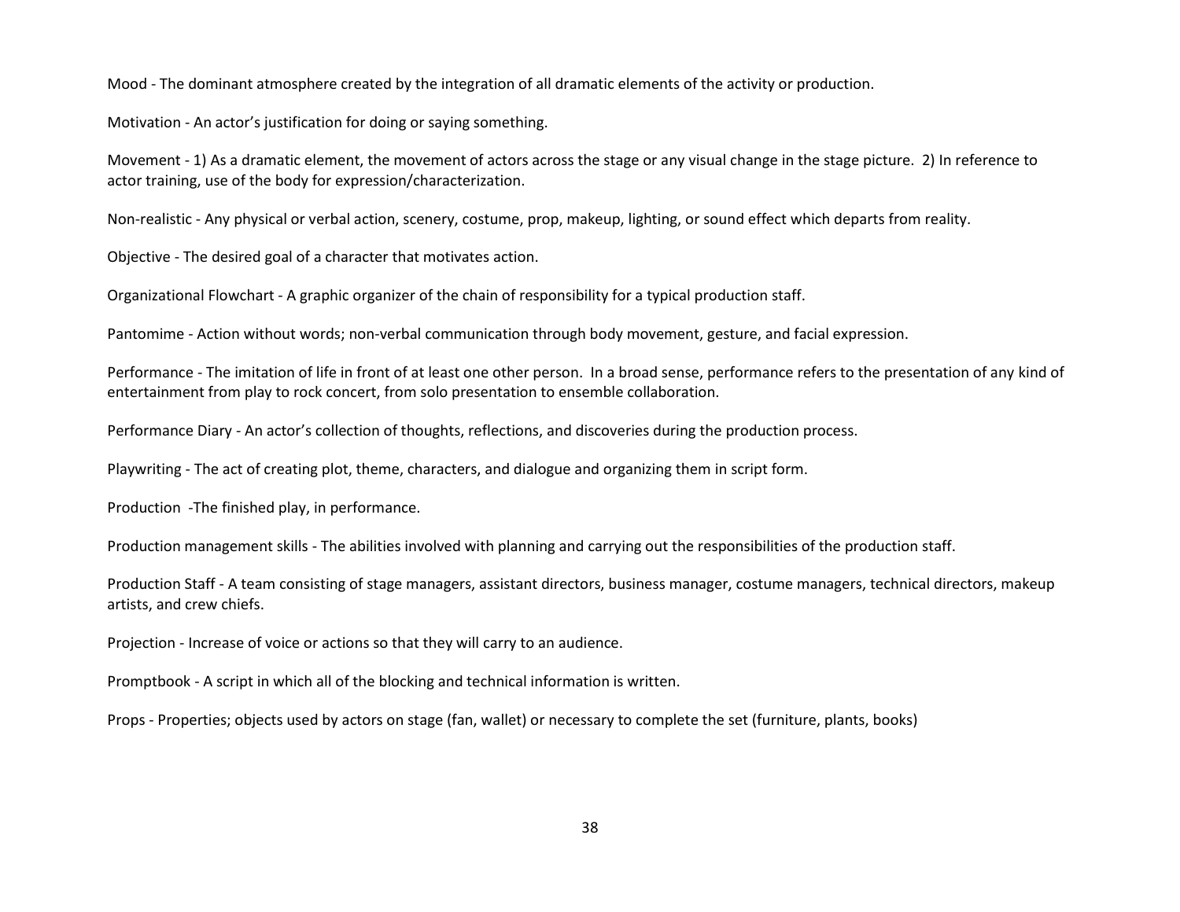Mood - The dominant atmosphere created by the integration of all dramatic elements of the activity or production.

Motivation - An actor's justification for doing or saying something.

Movement - 1) As a dramatic element, the movement of actors across the stage or any visual change in the stage picture. 2) In reference to actor training, use of the body for expression/characterization.

Non-realistic - Any physical or verbal action, scenery, costume, prop, makeup, lighting, or sound effect which departs from reality.

Objective - The desired goal of a character that motivates action.

Organizational Flowchart - A graphic organizer of the chain of responsibility for a typical production staff.

Pantomime - Action without words; non-verbal communication through body movement, gesture, and facial expression.

Performance - The imitation of life in front of at least one other person. In a broad sense, performance refers to the presentation of any kind of entertainment from play to rock concert, from solo presentation to ensemble collaboration.

Performance Diary - An actor's collection of thoughts, reflections, and discoveries during the production process.

Playwriting - The act of creating plot, theme, characters, and dialogue and organizing them in script form.

Production -The finished play, in performance.

Production management skills - The abilities involved with planning and carrying out the responsibilities of the production staff.

Production Staff - A team consisting of stage managers, assistant directors, business manager, costume managers, technical directors, makeup artists, and crew chiefs.

Projection - Increase of voice or actions so that they will carry to an audience.

Promptbook - A script in which all of the blocking and technical information is written.

Props - Properties; objects used by actors on stage (fan, wallet) or necessary to complete the set (furniture, plants, books)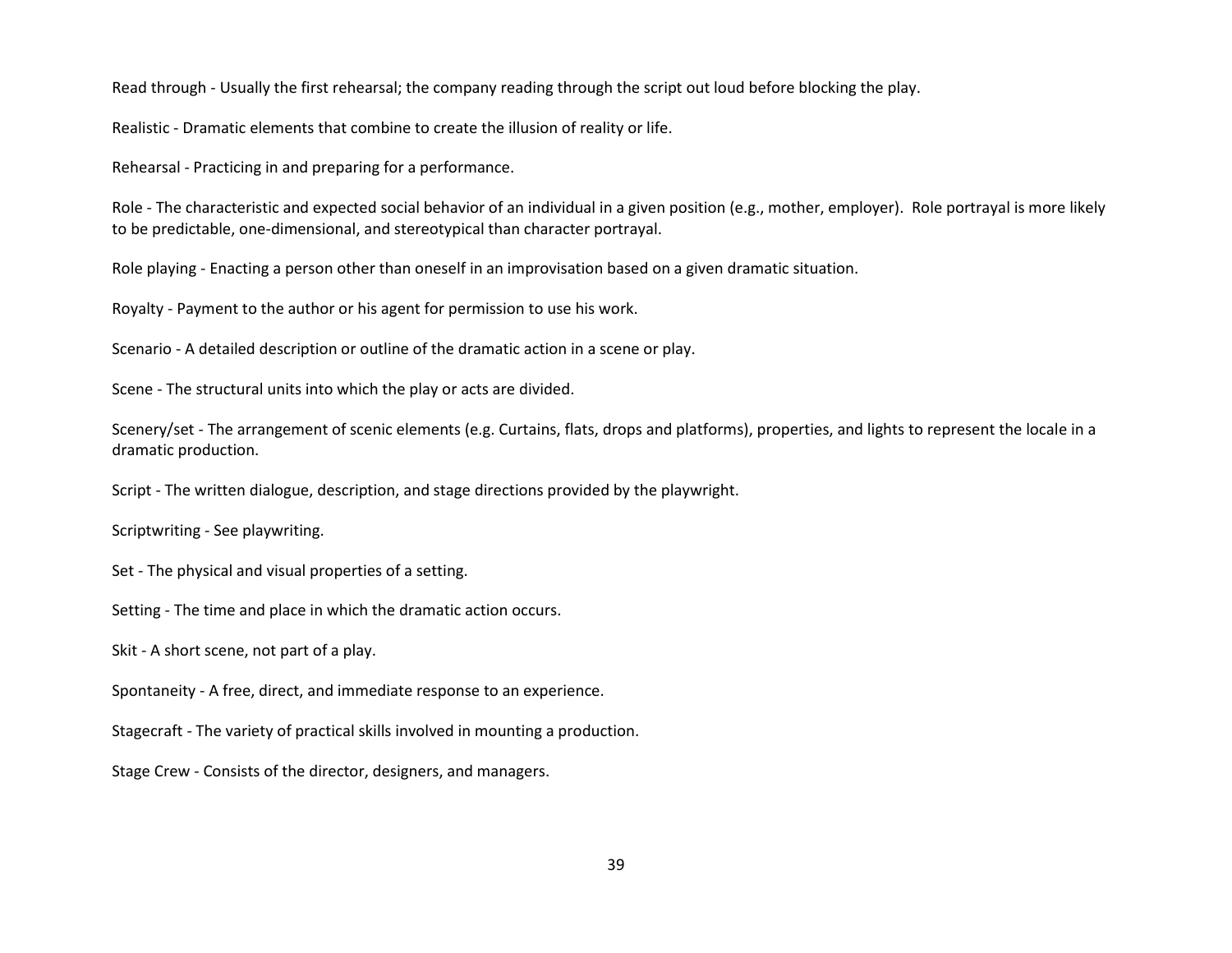Read through - Usually the first rehearsal; the company reading through the script out loud before blocking the play.

Realistic - Dramatic elements that combine to create the illusion of reality or life.

Rehearsal - Practicing in and preparing for a performance.

Role - The characteristic and expected social behavior of an individual in a given position (e.g., mother, employer). Role portrayal is more likely to be predictable, one-dimensional, and stereotypical than character portrayal.

Role playing - Enacting a person other than oneself in an improvisation based on a given dramatic situation.

Royalty - Payment to the author or his agent for permission to use his work.

Scenario - A detailed description or outline of the dramatic action in a scene or play.

Scene - The structural units into which the play or acts are divided.

Scenery/set - The arrangement of scenic elements (e.g. Curtains, flats, drops and platforms), properties, and lights to represent the locale in a dramatic production.

Script - The written dialogue, description, and stage directions provided by the playwright.

Scriptwriting - See playwriting.

Set - The physical and visual properties of a setting.

Setting - The time and place in which the dramatic action occurs.

Skit - A short scene, not part of a play.

Spontaneity - A free, direct, and immediate response to an experience.

Stagecraft - The variety of practical skills involved in mounting a production.

Stage Crew - Consists of the director, designers, and managers.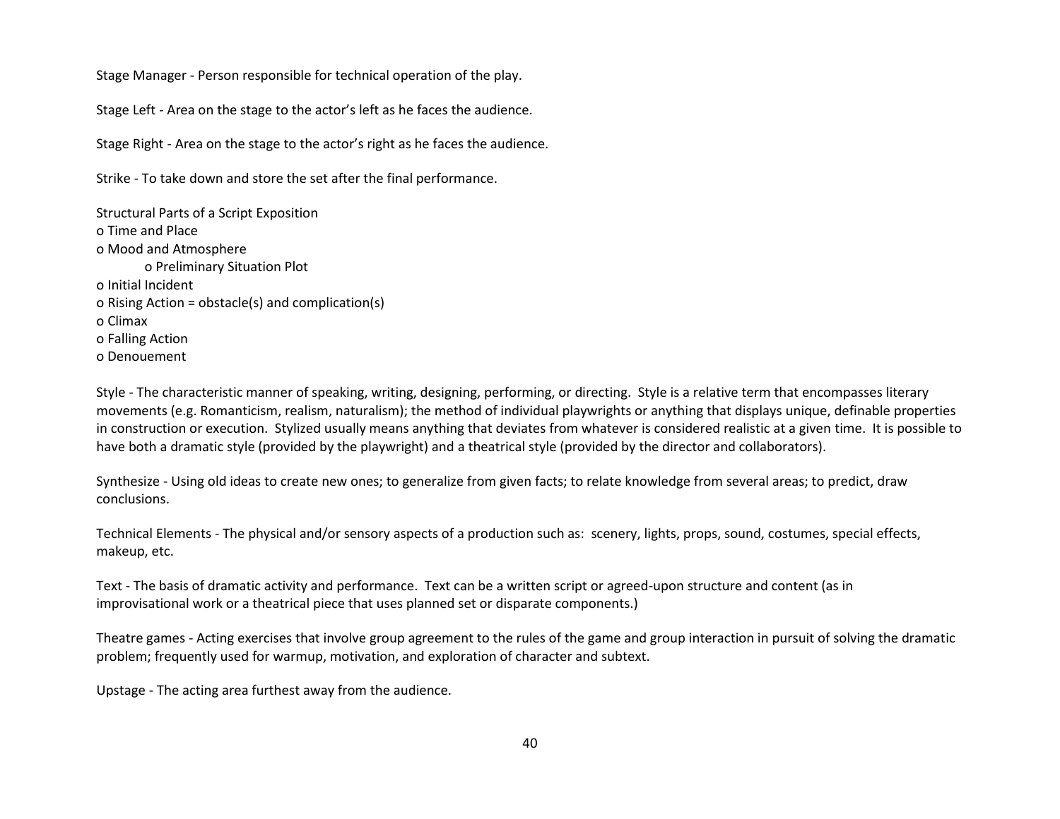Stage Manager - Person responsible for technical operation of the play.

Stage Left - Area on the stage to the actor's left as he faces the audience.

Stage Right - Area on the stage to the actor's right as he faces the audience.

Strike - To take down and store the set after the final performance.

Structural Parts of a Script Exposition

- Time and Place
- Mood and Atmosphere
    - Preliminary Situation Plot
- Initial Incident
- Rising Action = obstacle(s) and complication(s)
- Climax
- Falling Action
- Denouement

Style - The characteristic manner of speaking, writing, designing, performing, or directing. Style is a relative term that encompasses literary movements (e.g. Romanticism, realism, naturalism); the method of individual playwrights or anything that displays unique, definable properties in construction or execution. Stylized usually means anything that deviates from whatever is considered realistic at a given time. It is possible to have both a dramatic style (provided by the playwright) and a theatrical style (provided by the director and collaborators).

Synthesize - Using old ideas to create new ones; to generalize from given facts; to relate knowledge from several areas; to predict, draw conclusions.

Technical Elements - The physical and/or sensory aspects of a production such as: scenery, lights, props, sound, costumes, special effects, makeup, etc.

Text - The basis of dramatic activity and performance. Text can be a written script or agreed-upon structure and content (as in improvisational work or a theatrical piece that uses planned set or disparate components.)

Theatre games - Acting exercises that involve group agreement to the rules of the game and group interaction in pursuit of solving the dramatic problem; frequently used for warmup, motivation, and exploration of character and subtext.

Upstage - The acting area furthest away from the audience.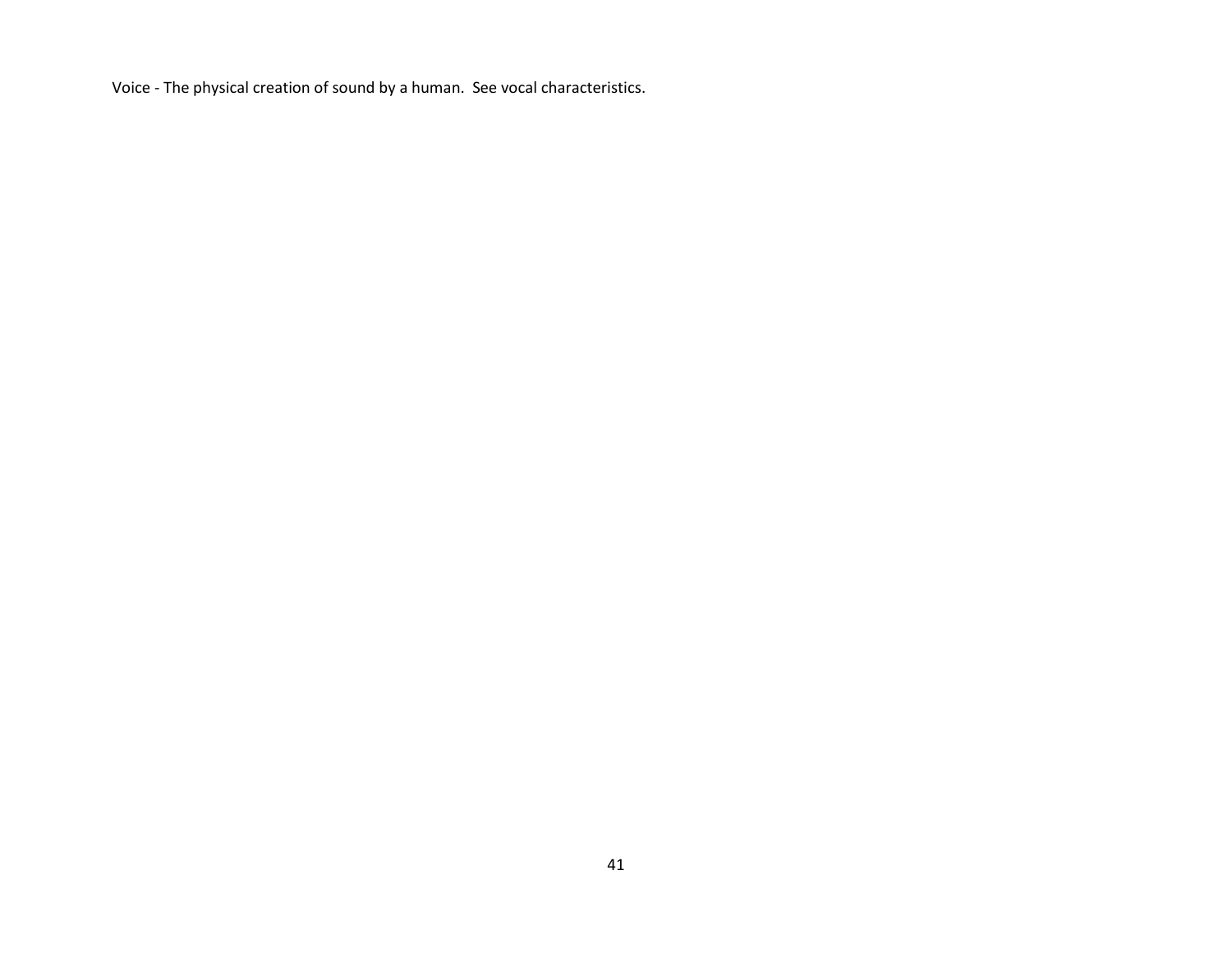Voice - The physical creation of sound by a human.  See vocal characteristics.